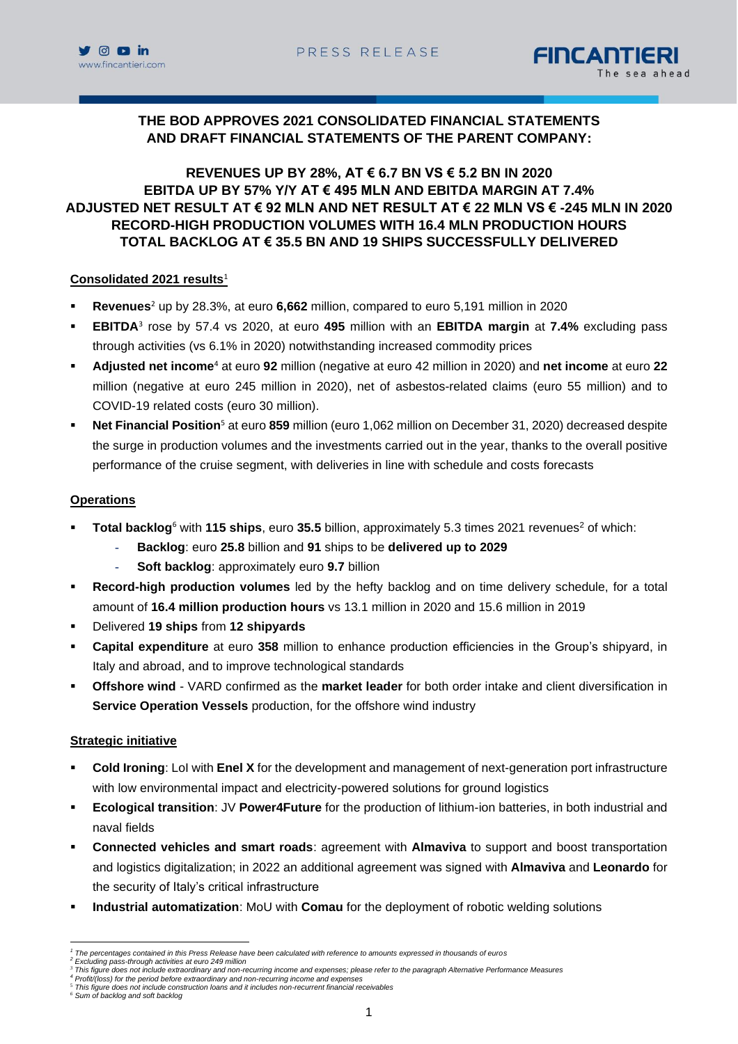# THE BOD APPROVES 2021 CONSOLIDATED FINANCIAL STATEMENTS AND DRAFT FINANCIAL STATEMENTS OF THE PARENT COMPANY:

## REVENUES UP BY 28%, AT € 6.7 BN VS € 5.2 BN IN 2020
## EBITDA UP BY 57% Y/Y AT € 495 MLN AND EBITDA MARGIN AT 7.4%
## ADJUSTED NET RESULT AT € 92 MLN AND NET RESULT AT € 22 MLN VS € -245 MLN IN 2020
## RECORD-HIGH PRODUCTION VOLUMES WITH 16.4 MLN PRODUCTION HOURS
## TOTAL BACKLOG AT € 35.5 BN AND 19 SHIPS SUCCESSFULLY DELIVERED

**Consolidated 2021 results**[1]

- **Revenues**[2] up by 28.3%, at euro **6,662** million, compared to euro 5,191 million in 2020
- **EBITDA**[3] rose by 57.4 vs 2020, at euro **495** million with an **EBITDA margin** at **7.4%** excluding pass through activities (vs 6.1% in 2020) notwithstanding increased commodity prices
- **Adjusted net income**[4] at euro **92** million (negative at euro 42 million in 2020) and **net income** at euro **22** million (negative at euro 245 million in 2020), net of asbestos-related claims (euro 55 million) and to COVID-19 related costs (euro 30 million).
- **Net Financial Position**[5] at euro **859** million (euro 1,062 million on December 31, 2020) decreased despite the surge in production volumes and the investments carried out in the year, thanks to the overall positive performance of the cruise segment, with deliveries in line with schedule and costs forecasts

**Operations**

- **Total backlog**[6] with **115 ships**, euro **35.5** billion, approximately 5.3 times 2021 revenues[2] of which:
  - **Backlog**: euro **25.8** billion and **91** ships to be **delivered up to 2029**
  - **Soft backlog**: approximately euro **9.7** billion
- **Record-high production volumes** led by the hefty backlog and on time delivery schedule, for a total amount of **16.4 million production hours** vs 13.1 million in 2020 and 15.6 million in 2019
- Delivered **19 ships** from **12 shipyards**
- **Capital expenditure** at euro **358** million to enhance production efficiencies in the Group's shipyard, in Italy and abroad, and to improve technological standards
- **Offshore wind** - VARD confirmed as the **market leader** for both order intake and client diversification in **Service Operation Vessels** production, for the offshore wind industry

**Strategic initiative**

- **Cold Ironing**: LoI with **Enel X** for the development and management of next-generation port infrastructure with low environmental impact and electricity-powered solutions for ground logistics
- **Ecological transition**: JV **Power4Future** for the production of lithium-ion batteries, in both industrial and naval fields
- **Connected vehicles and smart roads**: agreement with **Almaviva** to support and boost transportation and logistics digitalization; in 2022 an additional agreement was signed with **Almaviva** and **Leonardo** for the security of Italy's critical infrastructure
- **Industrial automatization**: MoU with **Comau** for the deployment of robotic welding solutions

---

*[1] The percentages contained in this Press Release have been calculated with reference to amounts expressed in thousands of euros*
*[2] Excluding pass-through activities at euro 249 million*
*[3] This figure does not include extraordinary and non-recurring income and expenses; please refer to the paragraph Alternative Performance Measures*
*[4] Profit/(loss) for the period before extraordinary and non-recurring income and expenses*
*[5] This figure does not include construction loans and it includes non-recurrent financial receivables*
*[6] Sum of backlog and soft backlog*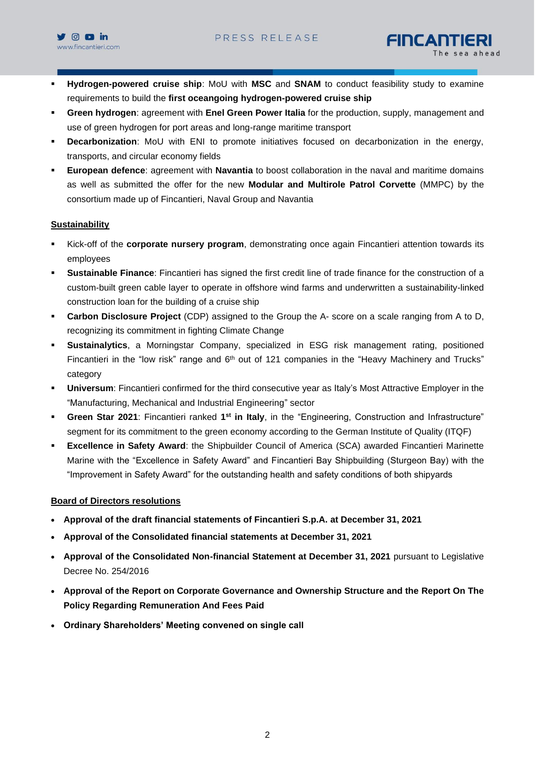- **Hydrogen-powered cruise ship**: MoU with **MSC** and **SNAM** to conduct feasibility study to examine requirements to build the **first oceangoing hydrogen-powered cruise ship**
- **Green hydrogen**: agreement with **Enel Green Power Italia** for the production, supply, management and use of green hydrogen for port areas and long-range maritime transport
- **Decarbonization**: MoU with ENI to promote initiatives focused on decarbonization in the energy, transports, and circular economy fields
- **European defence**: agreement with **Navantia** to boost collaboration in the naval and maritime domains as well as submitted the offer for the new **Modular and Multirole Patrol Corvette** (MMPC) by the consortium made up of Fincantieri, Naval Group and Navantia

**Sustainability**

- Kick-off of the **corporate nursery program**, demonstrating once again Fincantieri attention towards its employees
- **Sustainable Finance**: Fincantieri has signed the first credit line of trade finance for the construction of a custom-built green cable layer to operate in offshore wind farms and underwritten a sustainability-linked construction loan for the building of a cruise ship
- **Carbon Disclosure Project** (CDP) assigned to the Group the A- score on a scale ranging from A to D, recognizing its commitment in fighting Climate Change
- **Sustainalytics**, a Morningstar Company, specialized in ESG risk management rating, positioned Fincantieri in the "low risk" range and 6th out of 121 companies in the "Heavy Machinery and Trucks" category
- **Universum**: Fincantieri confirmed for the third consecutive year as Italy's Most Attractive Employer in the "Manufacturing, Mechanical and Industrial Engineering" sector
- **Green Star 2021**: Fincantieri ranked **1st in Italy**, in the "Engineering, Construction and Infrastructure" segment for its commitment to the green economy according to the German Institute of Quality (ITQF)
- **Excellence in Safety Award**: the Shipbuilder Council of America (SCA) awarded Fincantieri Marinette Marine with the "Excellence in Safety Award" and Fincantieri Bay Shipbuilding (Sturgeon Bay) with the "Improvement in Safety Award" for the outstanding health and safety conditions of both shipyards

**Board of Directors resolutions**

- **Approval of the draft financial statements of Fincantieri S.p.A. at December 31, 2021**
- **Approval of the Consolidated financial statements at December 31, 2021**
- **Approval of the Consolidated Non-financial Statement at December 31, 2021** pursuant to Legislative Decree No. 254/2016
- **Approval of the Report on Corporate Governance and Ownership Structure and the Report On The Policy Regarding Remuneration And Fees Paid**
- **Ordinary Shareholders' Meeting convened on single call**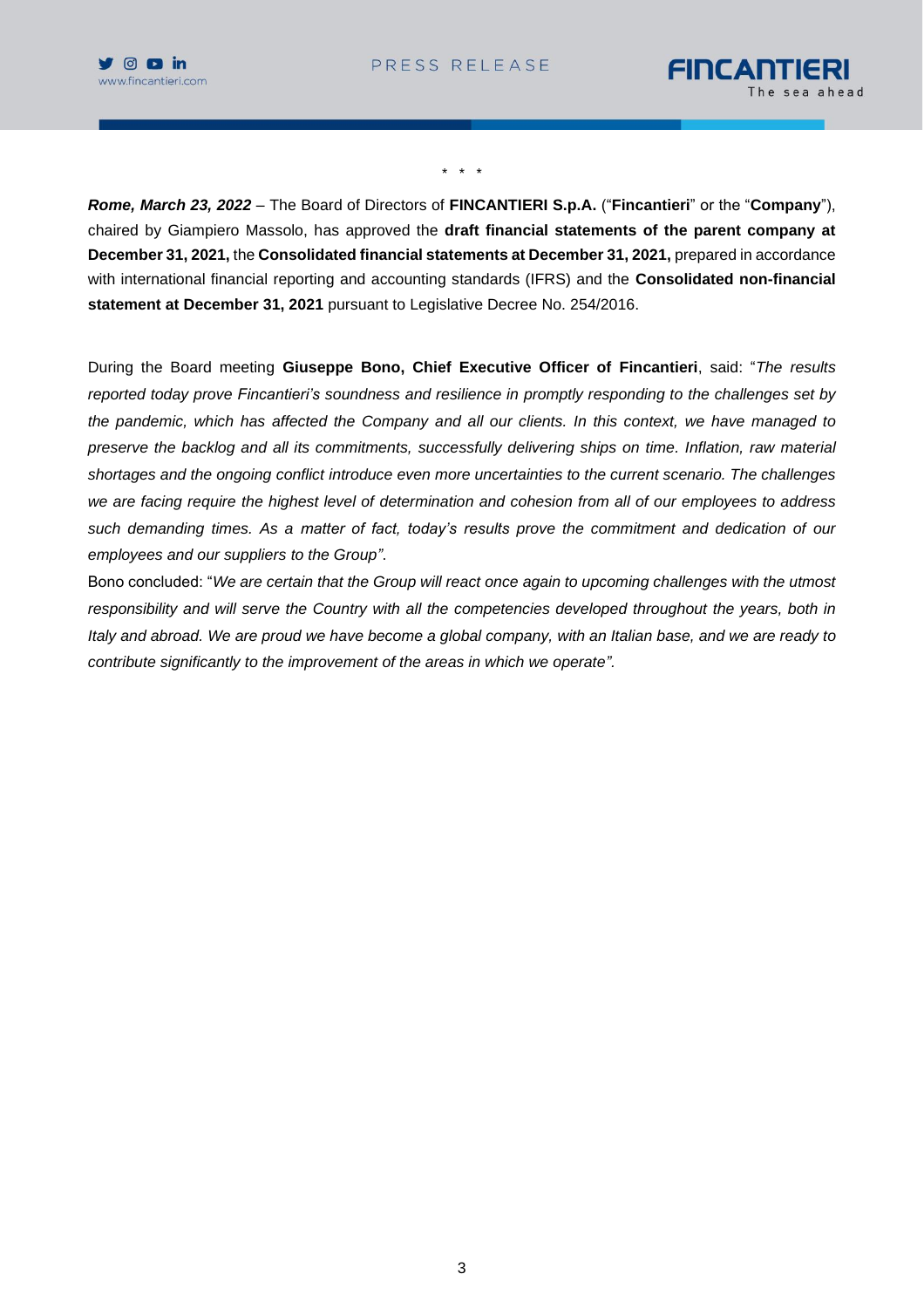\* \* \*

***Rome, March 23, 2022*** – The Board of Directors of **FINCANTIERI S.p.A.** ("**Fincantieri**" or the "**Company**"), chaired by Giampiero Massolo, has approved the **draft financial statements of the parent company at December 31, 2021,** the **Consolidated financial statements at December 31, 2021,** prepared in accordance with international financial reporting and accounting standards (IFRS) and the **Consolidated non-financial statement at December 31, 2021** pursuant to Legislative Decree No. 254/2016.

During the Board meeting **Giuseppe Bono, Chief Executive Officer of Fincantieri**, said: "*The results reported today prove Fincantieri's soundness and resilience in promptly responding to the challenges set by the pandemic, which has affected the Company and all our clients. In this context, we have managed to preserve the backlog and all its commitments, successfully delivering ships on time. Inflation, raw material shortages and the ongoing conflict introduce even more uncertainties to the current scenario. The challenges we are facing require the highest level of determination and cohesion from all of our employees to address such demanding times. As a matter of fact, today's results prove the commitment and dedication of our employees and our suppliers to the Group"*.

Bono concluded: "*We are certain that the Group will react once again to upcoming challenges with the utmost responsibility and will serve the Country with all the competencies developed throughout the years, both in Italy and abroad. We are proud we have become a global company, with an Italian base, and we are ready to contribute significantly to the improvement of the areas in which we operate"*.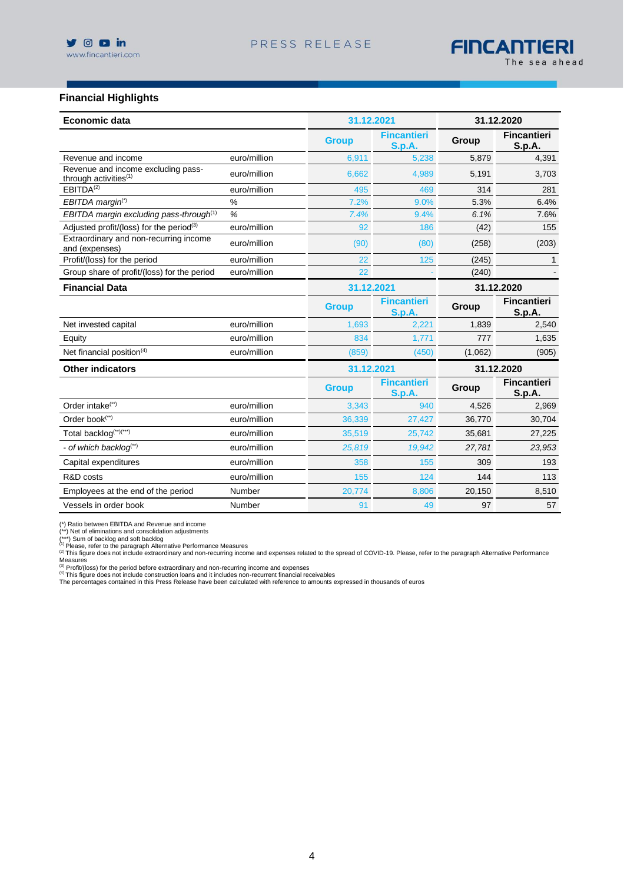## Financial Highlights

| Economic data | | 31.12.2021 | | 31.12.2020 | |
|---|---|---|---|---|---|
| | | Group | Fincantieri S.p.A. | Group | Fincantieri S.p.A. |
| Revenue and income | euro/million | 6,911 | 5,238 | 5,879 | 4,391 |
| Revenue and income excluding pass-through activities[(1)] | euro/million | 6,662 | 4,989 | 5,191 | 3,703 |
| EBITDA[(2)] | euro/million | 495 | 469 | 314 | 281 |
| *EBITDA margin*[(*)] | % | *7.2%* | *9.0%* | *5.3%* | *6.4%* |
| *EBITDA margin excluding pass-through*[(1)] | % | *7.4%* | *9.4%* | *6.1%* | *7.6%* |
| Adjusted profit/(loss) for the period[(3)] | euro/million | 92 | 186 | (42) | 155 |
| Extraordinary and non-recurring income and (expenses) | euro/million | (90) | (80) | (258) | (203) |
| Profit/(loss) for the period | euro/million | 22 | 125 | (245) | 1 |
| Group share of profit/(loss) for the period | euro/million | 22 | - | (240) | - |
| **Financial Data** | | **31.12.2021** | | **31.12.2020** | |
| | | Group | Fincantieri S.p.A. | Group | Fincantieri S.p.A. |
| Net invested capital | euro/million | 1,693 | 2,221 | 1,839 | 2,540 |
| Equity | euro/million | 834 | 1,771 | 777 | 1,635 |
| Net financial position[(4)] | euro/million | (859) | (450) | (1,062) | (905) |
| **Other indicators** | | **31.12.2021** | | **31.12.2020** | |
| | | Group | Fincantieri S.p.A. | Group | Fincantieri S.p.A. |
| Order intake[(**)] | euro/million | 3,343 | 940 | 4,526 | 2,969 |
| Order book[(**)] | euro/million | 36,339 | 27,427 | 36,770 | 30,704 |
| Total backlog[(**)(***)] | euro/million | 35,519 | 25,742 | 35,681 | 27,225 |
| *- of which backlog*[(**)] | euro/million | *25,819* | *19,942* | *27,781* | *23,953* |
| Capital expenditures | euro/million | 358 | 155 | 309 | 193 |
| R&D costs | euro/million | 155 | 124 | 144 | 113 |
| Employees at the end of the period | Number | 20,774 | 8,806 | 20,150 | 8,510 |
| Vessels in order book | Number | 91 | 49 | 97 | 57 |

(*) Ratio between EBITDA and Revenue and income
(**) Net of eliminations and consolidation adjustments
(***) Sum of backlog and soft backlog
(1) Please, refer to the paragraph Alternative Performance Measures
(2) This figure does not include extraordinary and non-recurring income and expenses related to the spread of COVID-19. Please, refer to the paragraph Alternative Performance Measures
(3) Profit/(loss) for the period before extraordinary and non-recurring income and expenses
(4) This figure does not include construction loans and it includes non-recurrent financial receivables
The percentages contained in this Press Release have been calculated with reference to amounts expressed in thousands of euros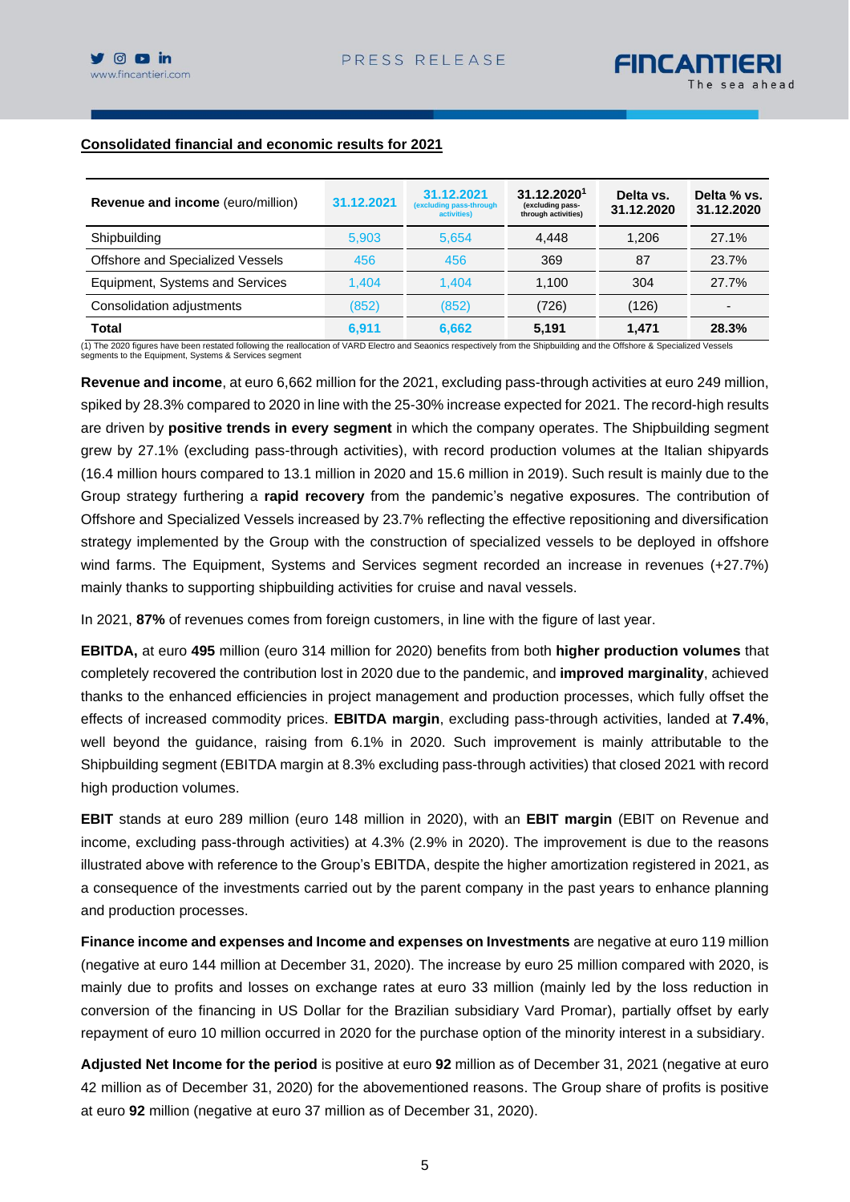## Consolidated financial and economic results for 2021

| Revenue and income (euro/million) | 31.12.2021 | 31.12.2021 (excluding pass-through activities) | 31.12.2020[1] (excluding pass-through activities) | Delta vs. 31.12.2020 | Delta % vs. 31.12.2020 |
|---|---|---|---|---|---|
| Shipbuilding | 5,903 | 5,654 | 4,448 | 1,206 | 27.1% |
| Offshore and Specialized Vessels | 456 | 456 | 369 | 87 | 23.7% |
| Equipment, Systems and Services | 1,404 | 1,404 | 1,100 | 304 | 27.7% |
| Consolidation adjustments | (852) | (852) | (726) | (126) | - |
| **Total** | **6,911** | **6,662** | **5,191** | **1,471** | **28.3%** |

(1) The 2020 figures have been restated following the reallocation of VARD Electro and Seaonics respectively from the Shipbuilding and the Offshore & Specialized Vessels segments to the Equipment, Systems & Services segment

**Revenue and income**, at euro 6,662 million for the 2021, excluding pass-through activities at euro 249 million, spiked by 28.3% compared to 2020 in line with the 25-30% increase expected for 2021. The record-high results are driven by **positive trends in every segment** in which the company operates. The Shipbuilding segment grew by 27.1% (excluding pass-through activities), with record production volumes at the Italian shipyards (16.4 million hours compared to 13.1 million in 2020 and 15.6 million in 2019). Such result is mainly due to the Group strategy furthering a **rapid recovery** from the pandemic's negative exposures. The contribution of Offshore and Specialized Vessels increased by 23.7% reflecting the effective repositioning and diversification strategy implemented by the Group with the construction of specialized vessels to be deployed in offshore wind farms. The Equipment, Systems and Services segment recorded an increase in revenues (+27.7%) mainly thanks to supporting shipbuilding activities for cruise and naval vessels.

In 2021, **87%** of revenues comes from foreign customers, in line with the figure of last year.

**EBITDA,** at euro **495** million (euro 314 million for 2020) benefits from both **higher production volumes** that completely recovered the contribution lost in 2020 due to the pandemic, and **improved marginality**, achieved thanks to the enhanced efficiencies in project management and production processes, which fully offset the effects of increased commodity prices. **EBITDA margin**, excluding pass-through activities, landed at **7.4%**, well beyond the guidance, raising from 6.1% in 2020. Such improvement is mainly attributable to the Shipbuilding segment (EBITDA margin at 8.3% excluding pass-through activities) that closed 2021 with record high production volumes.

**EBIT** stands at euro 289 million (euro 148 million in 2020), with an **EBIT margin** (EBIT on Revenue and income, excluding pass-through activities) at 4.3% (2.9% in 2020). The improvement is due to the reasons illustrated above with reference to the Group's EBITDA, despite the higher amortization registered in 2021, as a consequence of the investments carried out by the parent company in the past years to enhance planning and production processes.

**Finance income and expenses and Income and expenses on Investments** are negative at euro 119 million (negative at euro 144 million at December 31, 2020). The increase by euro 25 million compared with 2020, is mainly due to profits and losses on exchange rates at euro 33 million (mainly led by the loss reduction in conversion of the financing in US Dollar for the Brazilian subsidiary Vard Promar), partially offset by early repayment of euro 10 million occurred in 2020 for the purchase option of the minority interest in a subsidiary.

**Adjusted Net Income for the period** is positive at euro **92** million as of December 31, 2021 (negative at euro 42 million as of December 31, 2020) for the abovementioned reasons. The Group share of profits is positive at euro **92** million (negative at euro 37 million as of December 31, 2020).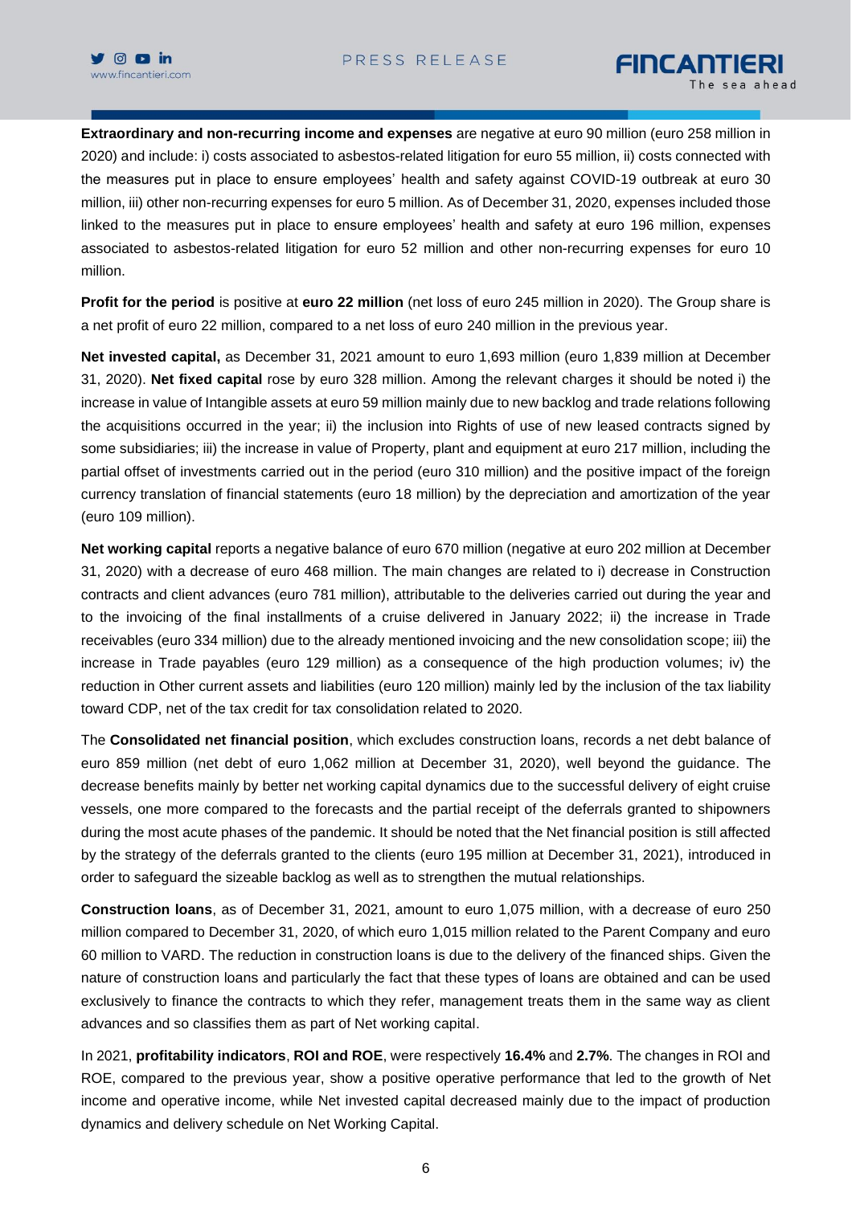**Extraordinary and non-recurring income and expenses** are negative at euro 90 million (euro 258 million in 2020) and include: i) costs associated to asbestos-related litigation for euro 55 million, ii) costs connected with the measures put in place to ensure employees' health and safety against COVID-19 outbreak at euro 30 million, iii) other non-recurring expenses for euro 5 million. As of December 31, 2020, expenses included those linked to the measures put in place to ensure employees' health and safety at euro 196 million, expenses associated to asbestos-related litigation for euro 52 million and other non-recurring expenses for euro 10 million.

**Profit for the period** is positive at **euro 22 million** (net loss of euro 245 million in 2020). The Group share is a net profit of euro 22 million, compared to a net loss of euro 240 million in the previous year.

**Net invested capital,** as December 31, 2021 amount to euro 1,693 million (euro 1,839 million at December 31, 2020). **Net fixed capital** rose by euro 328 million. Among the relevant charges it should be noted i) the increase in value of Intangible assets at euro 59 million mainly due to new backlog and trade relations following the acquisitions occurred in the year; ii) the inclusion into Rights of use of new leased contracts signed by some subsidiaries; iii) the increase in value of Property, plant and equipment at euro 217 million, including the partial offset of investments carried out in the period (euro 310 million) and the positive impact of the foreign currency translation of financial statements (euro 18 million) by the depreciation and amortization of the year (euro 109 million).

**Net working capital** reports a negative balance of euro 670 million (negative at euro 202 million at December 31, 2020) with a decrease of euro 468 million. The main changes are related to i) decrease in Construction contracts and client advances (euro 781 million), attributable to the deliveries carried out during the year and to the invoicing of the final installments of a cruise delivered in January 2022; ii) the increase in Trade receivables (euro 334 million) due to the already mentioned invoicing and the new consolidation scope; iii) the increase in Trade payables (euro 129 million) as a consequence of the high production volumes; iv) the reduction in Other current assets and liabilities (euro 120 million) mainly led by the inclusion of the tax liability toward CDP, net of the tax credit for tax consolidation related to 2020.

The **Consolidated net financial position**, which excludes construction loans, records a net debt balance of euro 859 million (net debt of euro 1,062 million at December 31, 2020), well beyond the guidance. The decrease benefits mainly by better net working capital dynamics due to the successful delivery of eight cruise vessels, one more compared to the forecasts and the partial receipt of the deferrals granted to shipowners during the most acute phases of the pandemic. It should be noted that the Net financial position is still affected by the strategy of the deferrals granted to the clients (euro 195 million at December 31, 2021), introduced in order to safeguard the sizeable backlog as well as to strengthen the mutual relationships.

**Construction loans**, as of December 31, 2021, amount to euro 1,075 million, with a decrease of euro 250 million compared to December 31, 2020, of which euro 1,015 million related to the Parent Company and euro 60 million to VARD. The reduction in construction loans is due to the delivery of the financed ships. Given the nature of construction loans and particularly the fact that these types of loans are obtained and can be used exclusively to finance the contracts to which they refer, management treats them in the same way as client advances and so classifies them as part of Net working capital.

In 2021, **profitability indicators**, **ROI and ROE**, were respectively **16.4%** and **2.7%**. The changes in ROI and ROE, compared to the previous year, show a positive operative performance that led to the growth of Net income and operative income, while Net invested capital decreased mainly due to the impact of production dynamics and delivery schedule on Net Working Capital.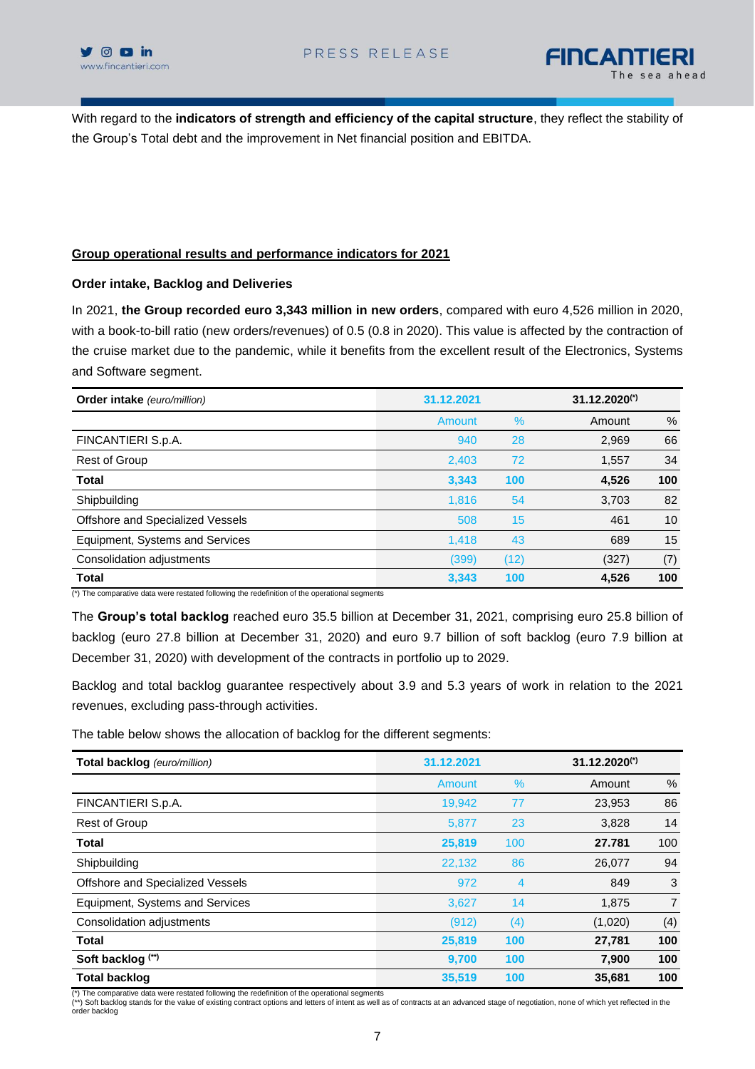With regard to the **indicators of strength and efficiency of the capital structure**, they reflect the stability of the Group's Total debt and the improvement in Net financial position and EBITDA.

## Group operational results and performance indicators for 2021

### Order intake, Backlog and Deliveries

In 2021, **the Group recorded euro 3,343 million in new orders**, compared with euro 4,526 million in 2020, with a book-to-bill ratio (new orders/revenues) of 0.5 (0.8 in 2020). This value is affected by the contraction of the cruise market due to the pandemic, while it benefits from the excellent result of the Electronics, Systems and Software segment.

| **Order intake** *(euro/million)* | 31.12.2021 | | 31.12.2020(*) | |
|---|---|---|---|---|
| | Amount | % | Amount | % |
| FINCANTIERI S.p.A. | 940 | 28 | 2,969 | 66 |
| Rest of Group | 2,403 | 72 | 1,557 | 34 |
| **Total** | **3,343** | **100** | **4,526** | **100** |
| Shipbuilding | 1,816 | 54 | 3,703 | 82 |
| Offshore and Specialized Vessels | 508 | 15 | 461 | 10 |
| Equipment, Systems and Services | 1,418 | 43 | 689 | 15 |
| Consolidation adjustments | (399) | (12) | (327) | (7) |
| **Total** | **3,343** | **100** | **4,526** | **100** |

(*) The comparative data were restated following the redefinition of the operational segments

The **Group's total backlog** reached euro 35.5 billion at December 31, 2021, comprising euro 25.8 billion of backlog (euro 27.8 billion at December 31, 2020) and euro 9.7 billion of soft backlog (euro 7.9 billion at December 31, 2020) with development of the contracts in portfolio up to 2029.

Backlog and total backlog guarantee respectively about 3.9 and 5.3 years of work in relation to the 2021 revenues, excluding pass-through activities.

The table below shows the allocation of backlog for the different segments:

| **Total backlog** *(euro/million)* | 31.12.2021 | | 31.12.2020(*) | |
|---|---|---|---|---|
| | Amount | % | Amount | % |
| FINCANTIERI S.p.A. | 19,942 | 77 | 23,953 | 86 |
| Rest of Group | 5,877 | 23 | 3,828 | 14 |
| **Total** | **25,819** | 100 | **27.781** | 100 |
| Shipbuilding | 22,132 | 86 | 26,077 | 94 |
| Offshore and Specialized Vessels | 972 | 4 | 849 | 3 |
| Equipment, Systems and Services | 3,627 | 14 | 1,875 | 7 |
| Consolidation adjustments | (912) | (4) | (1,020) | (4) |
| **Total** | **25,819** | **100** | **27,781** | **100** |
| **Soft backlog** (**) | **9,700** | **100** | **7,900** | **100** |
| **Total backlog** | **35,519** | **100** | **35,681** | **100** |

(*) The comparative data were restated following the redefinition of the operational segments
(**) Soft backlog stands for the value of existing contract options and letters of intent as well as of contracts at an advanced stage of negotiation, none of which yet reflected in the order backlog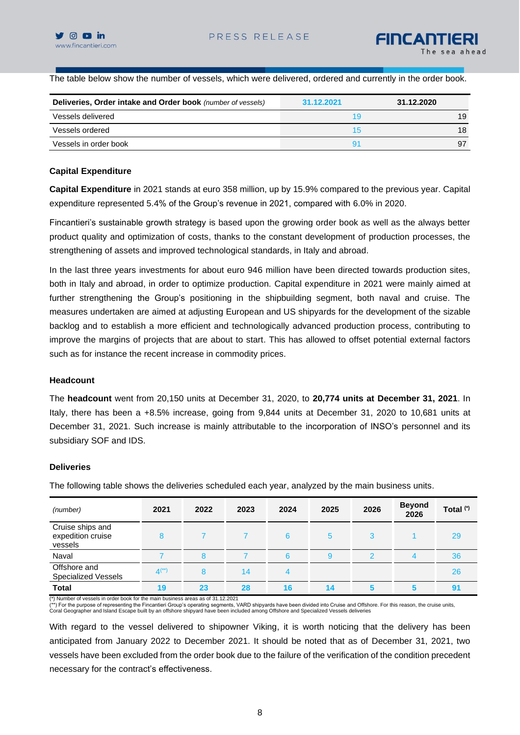The table below show the number of vessels, which were delivered, ordered and currently in the order book.

| **Deliveries, Order intake and Order book** *(number of vessels)* | 31.12.2021 | 31.12.2020 |
|---|---|---|
| Vessels delivered | 19 | 19 |
| Vessels ordered | 15 | 18 |
| Vessels in order book | 91 | 97 |

### Capital Expenditure

**Capital Expenditure** in 2021 stands at euro 358 million, up by 15.9% compared to the previous year. Capital expenditure represented 5.4% of the Group's revenue in 2021, compared with 6.0% in 2020.

Fincantieri's sustainable growth strategy is based upon the growing order book as well as the always better product quality and optimization of costs, thanks to the constant development of production processes, the strengthening of assets and improved technological standards, in Italy and abroad.

In the last three years investments for about euro 946 million have been directed towards production sites, both in Italy and abroad, in order to optimize production. Capital expenditure in 2021 were mainly aimed at further strengthening the Group's positioning in the shipbuilding segment, both naval and cruise. The measures undertaken are aimed at adjusting European and US shipyards for the development of the sizable backlog and to establish a more efficient and technologically advanced production process, contributing to improve the margins of projects that are about to start. This has allowed to offset potential external factors such as for instance the recent increase in commodity prices.

### Headcount

The **headcount** went from 20,150 units at December 31, 2020, to **20,774 units at December 31, 2021**. In Italy, there has been a +8.5% increase, going from 9,844 units at December 31, 2020 to 10,681 units at December 31, 2021. Such increase is mainly attributable to the incorporation of INSO's personnel and its subsidiary SOF and IDS.

### Deliveries

The following table shows the deliveries scheduled each year, analyzed by the main business units.

| *(number)* | 2021 | 2022 | 2023 | 2024 | 2025 | 2026 | Beyond 2026 | Total (*) |
|---|---|---|---|---|---|---|---|---|
| Cruise ships and expedition cruise vessels | 8 | 7 | 7 | 6 | 5 | 3 | 1 | 29 |
| Naval | 7 | 8 | 7 | 6 | 9 | 2 | 4 | 36 |
| Offshore and Specialized Vessels | 4 (**) | 8 | 14 | 4 | | | | 26 |
| **Total** | **19** | **23** | **28** | **16** | **14** | **5** | **5** | **91** |

(*) Number of vessels in order book for the main business areas as of 31.12.2021
(**) For the purpose of representing the Fincantieri Group's operating segments, VARD shipyards have been divided into Cruise and Offshore. For this reason, the cruise units, Coral Geographer and Island Escape built by an offshore shipyard have been included among Offshore and Specialized Vessels deliveries

With regard to the vessel delivered to shipowner Viking, it is worth noticing that the delivery has been anticipated from January 2022 to December 2021. It should be noted that as of December 31, 2021, two vessels have been excluded from the order book due to the failure of the verification of the condition precedent necessary for the contract's effectiveness.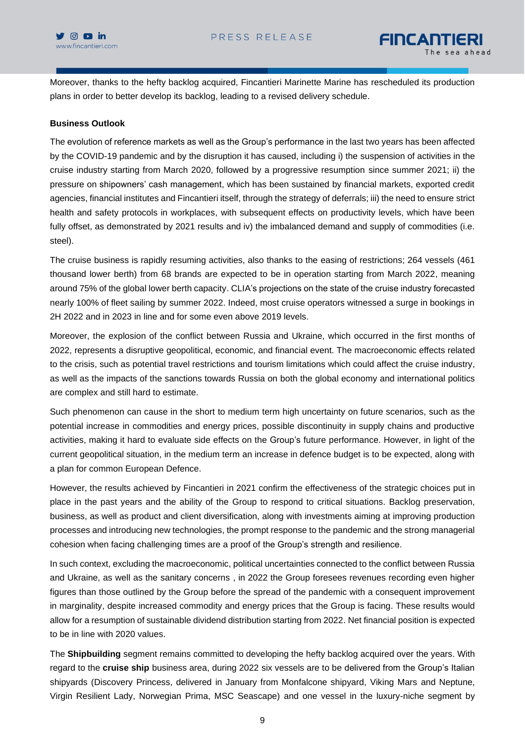Moreover, thanks to the hefty backlog acquired, Fincantieri Marinette Marine has rescheduled its production plans in order to better develop its backlog, leading to a revised delivery schedule.

**Business Outlook**

The evolution of reference markets as well as the Group's performance in the last two years has been affected by the COVID-19 pandemic and by the disruption it has caused, including i) the suspension of activities in the cruise industry starting from March 2020, followed by a progressive resumption since summer 2021; ii) the pressure on shipowners' cash management, which has been sustained by financial markets, exported credit agencies, financial institutes and Fincantieri itself, through the strategy of deferrals; iii) the need to ensure strict health and safety protocols in workplaces, with subsequent effects on productivity levels, which have been fully offset, as demonstrated by 2021 results and iv) the imbalanced demand and supply of commodities (i.e. steel).

The cruise business is rapidly resuming activities, also thanks to the easing of restrictions; 264 vessels (461 thousand lower berth) from 68 brands are expected to be in operation starting from March 2022, meaning around 75% of the global lower berth capacity. CLIA's projections on the state of the cruise industry forecasted nearly 100% of fleet sailing by summer 2022. Indeed, most cruise operators witnessed a surge in bookings in 2H 2022 and in 2023 in line and for some even above 2019 levels.

Moreover, the explosion of the conflict between Russia and Ukraine, which occurred in the first months of 2022, represents a disruptive geopolitical, economic, and financial event. The macroeconomic effects related to the crisis, such as potential travel restrictions and tourism limitations which could affect the cruise industry, as well as the impacts of the sanctions towards Russia on both the global economy and international politics are complex and still hard to estimate.

Such phenomenon can cause in the short to medium term high uncertainty on future scenarios, such as the potential increase in commodities and energy prices, possible discontinuity in supply chains and productive activities, making it hard to evaluate side effects on the Group's future performance. However, in light of the current geopolitical situation, in the medium term an increase in defence budget is to be expected, along with a plan for common European Defence.

However, the results achieved by Fincantieri in 2021 confirm the effectiveness of the strategic choices put in place in the past years and the ability of the Group to respond to critical situations. Backlog preservation, business, as well as product and client diversification, along with investments aiming at improving production processes and introducing new technologies, the prompt response to the pandemic and the strong managerial cohesion when facing challenging times are a proof of the Group's strength and resilience.

In such context, excluding the macroeconomic, political uncertainties connected to the conflict between Russia and Ukraine, as well as the sanitary concerns , in 2022 the Group foresees revenues recording even higher figures than those outlined by the Group before the spread of the pandemic with a consequent improvement in marginality, despite increased commodity and energy prices that the Group is facing. These results would allow for a resumption of sustainable dividend distribution starting from 2022. Net financial position is expected to be in line with 2020 values.

The **Shipbuilding** segment remains committed to developing the hefty backlog acquired over the years. With regard to the **cruise ship** business area, during 2022 six vessels are to be delivered from the Group's Italian shipyards (Discovery Princess, delivered in January from Monfalcone shipyard, Viking Mars and Neptune, Virgin Resilient Lady, Norwegian Prima, MSC Seascape) and one vessel in the luxury-niche segment by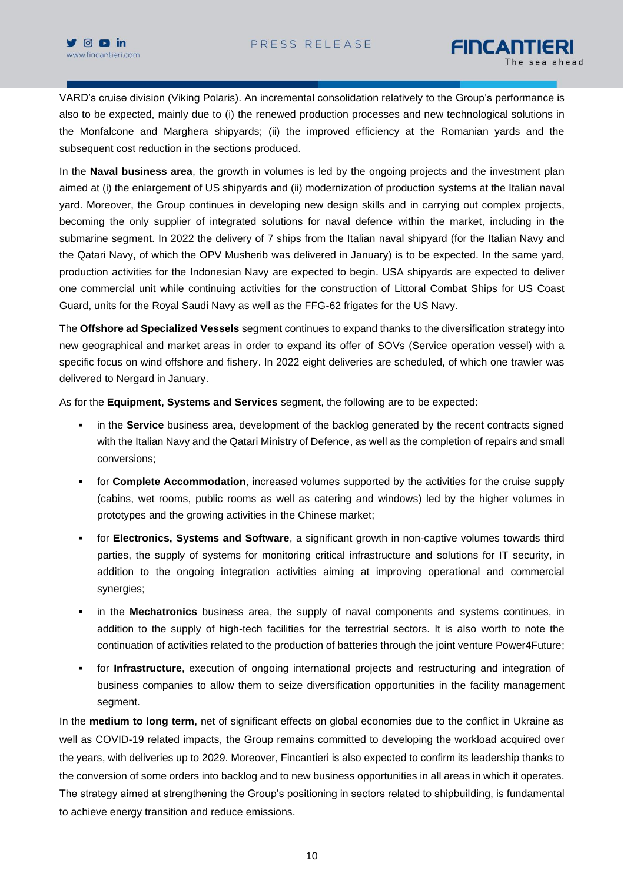VARD's cruise division (Viking Polaris). An incremental consolidation relatively to the Group's performance is also to be expected, mainly due to (i) the renewed production processes and new technological solutions in the Monfalcone and Marghera shipyards; (ii) the improved efficiency at the Romanian yards and the subsequent cost reduction in the sections produced.

In the **Naval business area**, the growth in volumes is led by the ongoing projects and the investment plan aimed at (i) the enlargement of US shipyards and (ii) modernization of production systems at the Italian naval yard. Moreover, the Group continues in developing new design skills and in carrying out complex projects, becoming the only supplier of integrated solutions for naval defence within the market, including in the submarine segment. In 2022 the delivery of 7 ships from the Italian naval shipyard (for the Italian Navy and the Qatari Navy, of which the OPV Musherib was delivered in January) is to be expected. In the same yard, production activities for the Indonesian Navy are expected to begin. USA shipyards are expected to deliver one commercial unit while continuing activities for the construction of Littoral Combat Ships for US Coast Guard, units for the Royal Saudi Navy as well as the FFG-62 frigates for the US Navy.

The **Offshore ad Specialized Vessels** segment continues to expand thanks to the diversification strategy into new geographical and market areas in order to expand its offer of SOVs (Service operation vessel) with a specific focus on wind offshore and fishery. In 2022 eight deliveries are scheduled, of which one trawler was delivered to Nergard in January.

As for the **Equipment, Systems and Services** segment, the following are to be expected:

- in the **Service** business area, development of the backlog generated by the recent contracts signed with the Italian Navy and the Qatari Ministry of Defence, as well as the completion of repairs and small conversions;
- for **Complete Accommodation**, increased volumes supported by the activities for the cruise supply (cabins, wet rooms, public rooms as well as catering and windows) led by the higher volumes in prototypes and the growing activities in the Chinese market;
- for **Electronics, Systems and Software**, a significant growth in non-captive volumes towards third parties, the supply of systems for monitoring critical infrastructure and solutions for IT security, in addition to the ongoing integration activities aiming at improving operational and commercial synergies;
- in the **Mechatronics** business area, the supply of naval components and systems continues, in addition to the supply of high-tech facilities for the terrestrial sectors. It is also worth to note the continuation of activities related to the production of batteries through the joint venture Power4Future;
- for **Infrastructure**, execution of ongoing international projects and restructuring and integration of business companies to allow them to seize diversification opportunities in the facility management segment.

In the **medium to long term**, net of significant effects on global economies due to the conflict in Ukraine as well as COVID-19 related impacts, the Group remains committed to developing the workload acquired over the years, with deliveries up to 2029. Moreover, Fincantieri is also expected to confirm its leadership thanks to the conversion of some orders into backlog and to new business opportunities in all areas in which it operates. The strategy aimed at strengthening the Group's positioning in sectors related to shipbuilding, is fundamental to achieve energy transition and reduce emissions.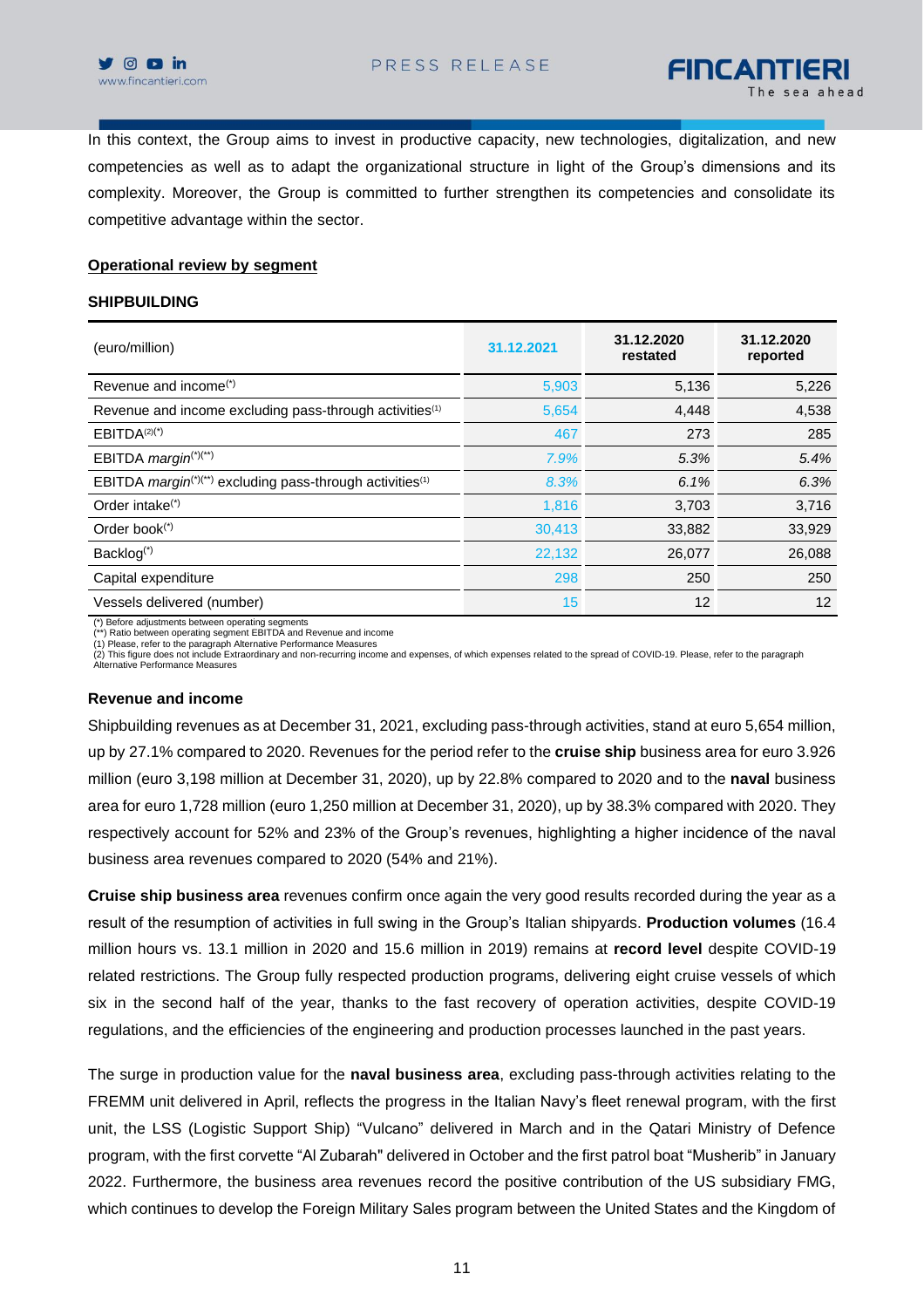In this context, the Group aims to invest in productive capacity, new technologies, digitalization, and new competencies as well as to adapt the organizational structure in light of the Group's dimensions and its complexity. Moreover, the Group is committed to further strengthen its competencies and consolidate its competitive advantage within the sector.

**Operational review by segment**

**SHIPBUILDING**

| (euro/million) | 31.12.2021 | 31.12.2020 restated | 31.12.2020 reported |
|---|---|---|---|
| Revenue and income(*) | 5,903 | 5,136 | 5,226 |
| Revenue and income excluding pass-through activities(1) | 5,654 | 4,448 | 4,538 |
| EBITDA(2)(*) | 467 | 273 | 285 |
| EBITDA *margin*(*)(**) | *7.9%* | *5.3%* | *5.4%* |
| EBITDA *margin*(*)(**) excluding pass-through activities(1) | *8.3%* | *6.1%* | *6.3%* |
| Order intake(*) | 1,816 | 3,703 | 3,716 |
| Order book(*) | 30,413 | 33,882 | 33,929 |
| Backlog(*) | 22,132 | 26,077 | 26,088 |
| Capital expenditure | 298 | 250 | 250 |
| Vessels delivered (number) | 15 | 12 | 12 |

(*) Before adjustments between operating segments
(**) Ratio between operating segment EBITDA and Revenue and income
(1) Please, refer to the paragraph Alternative Performance Measures
(2) This figure does not include Extraordinary and non-recurring income and expenses, of which expenses related to the spread of COVID-19. Please, refer to the paragraph Alternative Performance Measures

**Revenue and income**

Shipbuilding revenues as at December 31, 2021, excluding pass-through activities, stand at euro 5,654 million, up by 27.1% compared to 2020. Revenues for the period refer to the **cruise ship** business area for euro 3.926 million (euro 3,198 million at December 31, 2020), up by 22.8% compared to 2020 and to the **naval** business area for euro 1,728 million (euro 1,250 million at December 31, 2020), up by 38.3% compared with 2020. They respectively account for 52% and 23% of the Group's revenues, highlighting a higher incidence of the naval business area revenues compared to 2020 (54% and 21%).

**Cruise ship business area** revenues confirm once again the very good results recorded during the year as a result of the resumption of activities in full swing in the Group's Italian shipyards. **Production volumes** (16.4 million hours vs. 13.1 million in 2020 and 15.6 million in 2019) remains at **record level** despite COVID-19 related restrictions. The Group fully respected production programs, delivering eight cruise vessels of which six in the second half of the year, thanks to the fast recovery of operation activities, despite COVID-19 regulations, and the efficiencies of the engineering and production processes launched in the past years.

The surge in production value for the **naval business area**, excluding pass-through activities relating to the FREMM unit delivered in April, reflects the progress in the Italian Navy's fleet renewal program, with the first unit, the LSS (Logistic Support Ship) "Vulcano" delivered in March and in the Qatari Ministry of Defence program, with the first corvette "Al Zubarah" delivered in October and the first patrol boat "Musherib" in January 2022. Furthermore, the business area revenues record the positive contribution of the US subsidiary FMG, which continues to develop the Foreign Military Sales program between the United States and the Kingdom of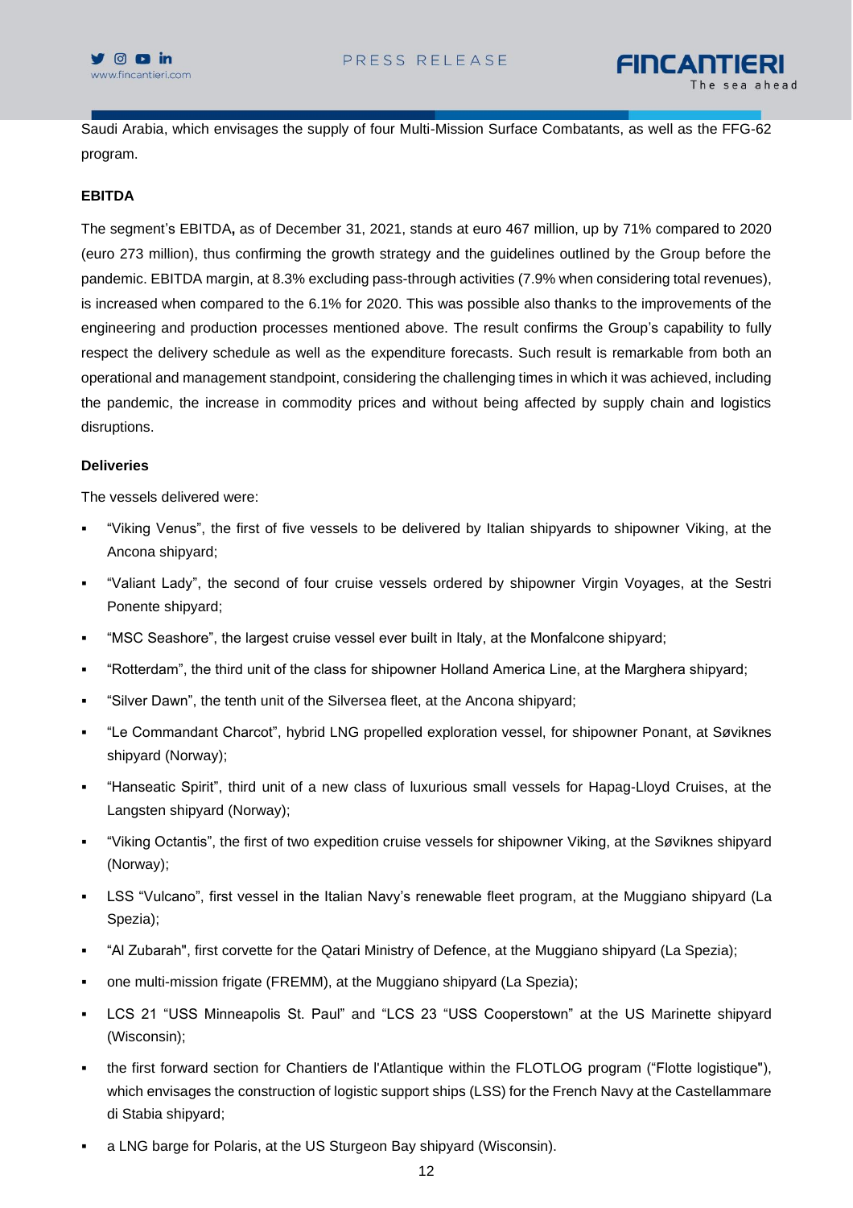Saudi Arabia, which envisages the supply of four Multi-Mission Surface Combatants, as well as the FFG-62 program.

**EBITDA**

The segment's EBITDA**,** as of December 31, 2021, stands at euro 467 million, up by 71% compared to 2020 (euro 273 million), thus confirming the growth strategy and the guidelines outlined by the Group before the pandemic. EBITDA margin, at 8.3% excluding pass-through activities (7.9% when considering total revenues), is increased when compared to the 6.1% for 2020. This was possible also thanks to the improvements of the engineering and production processes mentioned above. The result confirms the Group's capability to fully respect the delivery schedule as well as the expenditure forecasts. Such result is remarkable from both an operational and management standpoint, considering the challenging times in which it was achieved, including the pandemic, the increase in commodity prices and without being affected by supply chain and logistics disruptions.

**Deliveries**

The vessels delivered were:

- "Viking Venus", the first of five vessels to be delivered by Italian shipyards to shipowner Viking, at the Ancona shipyard;
- "Valiant Lady", the second of four cruise vessels ordered by shipowner Virgin Voyages, at the Sestri Ponente shipyard;
- "MSC Seashore", the largest cruise vessel ever built in Italy, at the Monfalcone shipyard;
- "Rotterdam", the third unit of the class for shipowner Holland America Line, at the Marghera shipyard;
- "Silver Dawn", the tenth unit of the Silversea fleet, at the Ancona shipyard;
- "Le Commandant Charcot", hybrid LNG propelled exploration vessel, for shipowner Ponant, at Søviknes shipyard (Norway);
- "Hanseatic Spirit", third unit of a new class of luxurious small vessels for Hapag-Lloyd Cruises, at the Langsten shipyard (Norway);
- "Viking Octantis", the first of two expedition cruise vessels for shipowner Viking, at the Søviknes shipyard (Norway);
- LSS "Vulcano", first vessel in the Italian Navy's renewable fleet program, at the Muggiano shipyard (La Spezia);
- "Al Zubarah", first corvette for the Qatari Ministry of Defence, at the Muggiano shipyard (La Spezia);
- one multi-mission frigate (FREMM), at the Muggiano shipyard (La Spezia);
- LCS 21 "USS Minneapolis St. Paul" and "LCS 23 "USS Cooperstown" at the US Marinette shipyard (Wisconsin);
- the first forward section for Chantiers de l'Atlantique within the FLOTLOG program ("Flotte logistique"), which envisages the construction of logistic support ships (LSS) for the French Navy at the Castellammare di Stabia shipyard;
- a LNG barge for Polaris, at the US Sturgeon Bay shipyard (Wisconsin).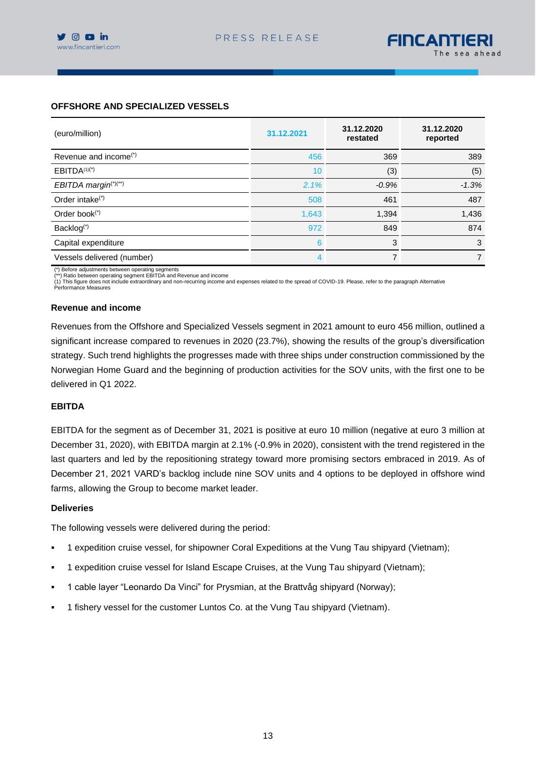## OFFSHORE AND SPECIALIZED VESSELS

| (euro/million) | 31.12.2021 | 31.12.2020 restated | 31.12.2020 reported |
|---|---|---|---|
| Revenue and income(*) | 456 | 369 | 389 |
| EBITDA(1)(*) | 10 | (3) | (5) |
| *EBITDA margin(*)(**)* | *2.1%* | *-0.9%* | *-1.3%* |
| Order intake(*) | 508 | 461 | 487 |
| Order book(*) | 1,643 | 1,394 | 1,436 |
| Backlog(*) | 972 | 849 | 874 |
| Capital expenditure | 6 | 3 | 3 |
| Vessels delivered (number) | 4 | 7 | 7 |

(*) Before adjustments between operating segments
(**) Ratio between operating segment EBITDA and Revenue and income
(1) This figure does not include extraordinary and non-recurring income and expenses related to the spread of COVID-19. Please, refer to the paragraph Alternative Performance Measures

### Revenue and income

Revenues from the Offshore and Specialized Vessels segment in 2021 amount to euro 456 million, outlined a significant increase compared to revenues in 2020 (23.7%), showing the results of the group's diversification strategy. Such trend highlights the progresses made with three ships under construction commissioned by the Norwegian Home Guard and the beginning of production activities for the SOV units, with the first one to be delivered in Q1 2022.

### EBITDA

EBITDA for the segment as of December 31, 2021 is positive at euro 10 million (negative at euro 3 million at December 31, 2020), with EBITDA margin at 2.1% (-0.9% in 2020), consistent with the trend registered in the last quarters and led by the repositioning strategy toward more promising sectors embraced in 2019. As of December 21, 2021 VARD's backlog include nine SOV units and 4 options to be deployed in offshore wind farms, allowing the Group to become market leader.

### Deliveries

The following vessels were delivered during the period:

- 1 expedition cruise vessel, for shipowner Coral Expeditions at the Vung Tau shipyard (Vietnam);
- 1 expedition cruise vessel for Island Escape Cruises, at the Vung Tau shipyard (Vietnam);
- 1 cable layer "Leonardo Da Vinci" for Prysmian, at the Brattvåg shipyard (Norway);
- 1 fishery vessel for the customer Luntos Co. at the Vung Tau shipyard (Vietnam).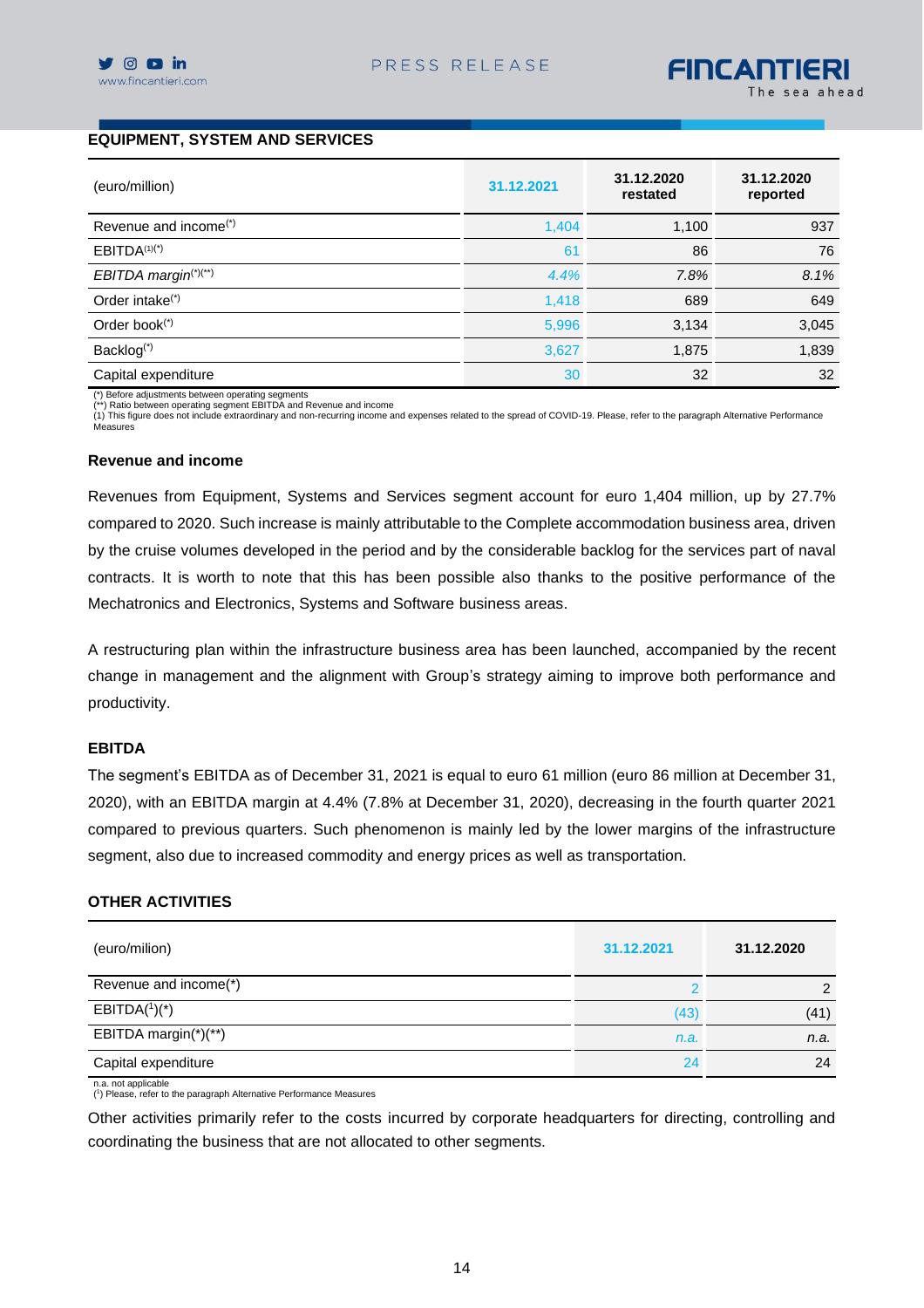## EQUIPMENT, SYSTEM AND SERVICES

| (euro/million) | 31.12.2021 | 31.12.2020 restated | 31.12.2020 reported |
|---|---|---|---|
| Revenue and income(*) | 1,404 | 1,100 | 937 |
| EBITDA(1)(*) | 61 | 86 | 76 |
| *EBITDA margin(*)(**)* | *4.4%* | *7.8%* | *8.1%* |
| Order intake(*) | 1,418 | 689 | 649 |
| Order book(*) | 5,996 | 3,134 | 3,045 |
| Backlog(*) | 3,627 | 1,875 | 1,839 |
| Capital expenditure | 30 | 32 | 32 |

(*) Before adjustments between operating segments
(**) Ratio between operating segment EBITDA and Revenue and income
(1) This figure does not include extraordinary and non-recurring income and expenses related to the spread of COVID-19. Please, refer to the paragraph Alternative Performance Measures

### Revenue and income

Revenues from Equipment, Systems and Services segment account for euro 1,404 million, up by 27.7% compared to 2020. Such increase is mainly attributable to the Complete accommodation business area, driven by the cruise volumes developed in the period and by the considerable backlog for the services part of naval contracts. It is worth to note that this has been possible also thanks to the positive performance of the Mechatronics and Electronics, Systems and Software business areas.

A restructuring plan within the infrastructure business area has been launched, accompanied by the recent change in management and the alignment with Group's strategy aiming to improve both performance and productivity.

### EBITDA

The segment's EBITDA as of December 31, 2021 is equal to euro 61 million (euro 86 million at December 31, 2020), with an EBITDA margin at 4.4% (7.8% at December 31, 2020), decreasing in the fourth quarter 2021 compared to previous quarters. Such phenomenon is mainly led by the lower margins of the infrastructure segment, also due to increased commodity and energy prices as well as transportation.

## OTHER ACTIVITIES

| (euro/milion) | 31.12.2021 | 31.12.2020 |
|---|---|---|
| Revenue and income(*) | 2 | 2 |
| EBITDA(1)(*) | (43) | (41) |
| EBITDA margin(*)(**) | *n.a.* | *n.a.* |
| Capital expenditure | 24 | 24 |

n.a. not applicable
(1) Please, refer to the paragraph Alternative Performance Measures

Other activities primarily refer to the costs incurred by corporate headquarters for directing, controlling and coordinating the business that are not allocated to other segments.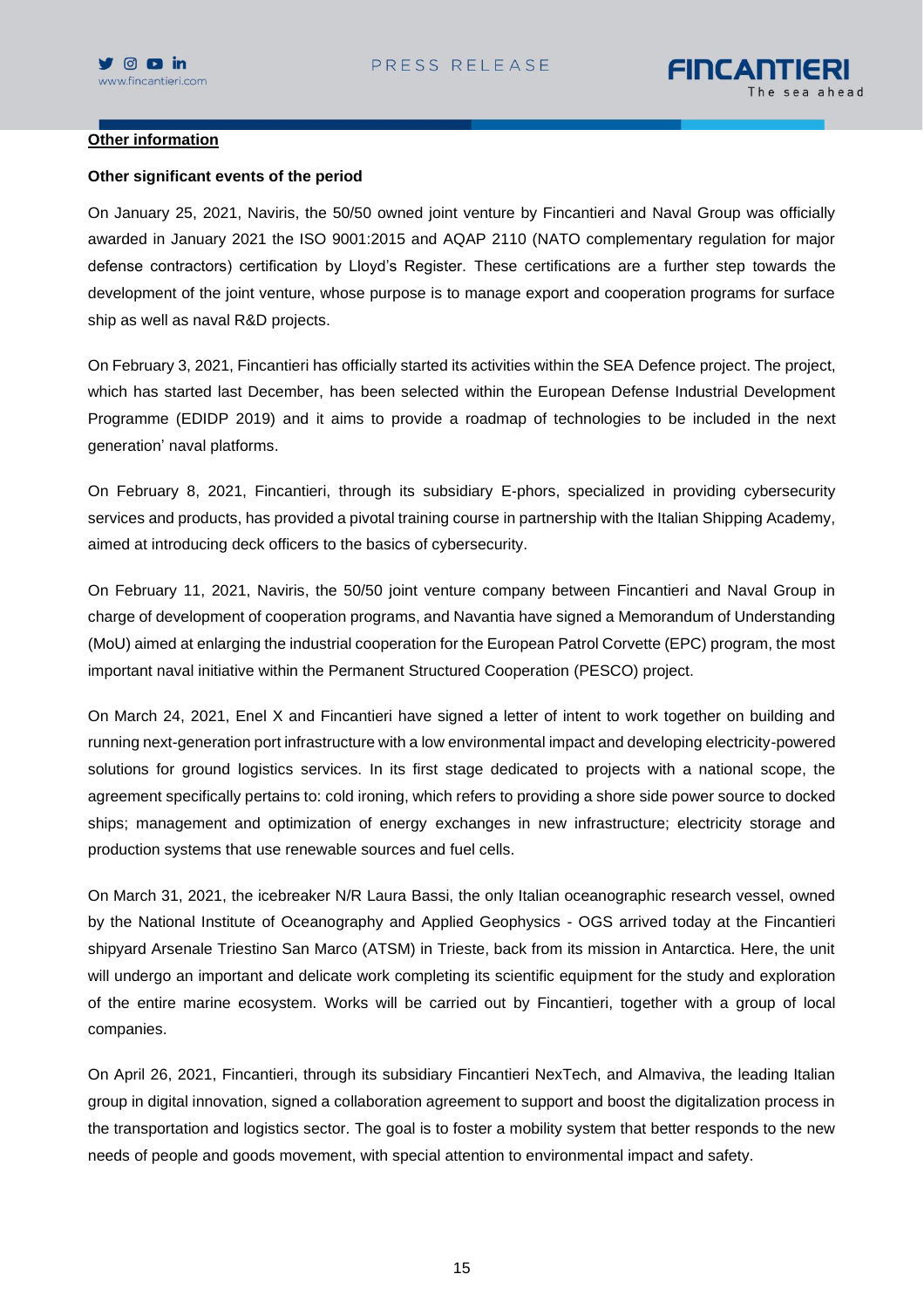**Other information**

**Other significant events of the period**

On January 25, 2021, Naviris, the 50/50 owned joint venture by Fincantieri and Naval Group was officially awarded in January 2021 the ISO 9001:2015 and AQAP 2110 (NATO complementary regulation for major defense contractors) certification by Lloyd's Register. These certifications are a further step towards the development of the joint venture, whose purpose is to manage export and cooperation programs for surface ship as well as naval R&D projects.

On February 3, 2021, Fincantieri has officially started its activities within the SEA Defence project. The project, which has started last December, has been selected within the European Defense Industrial Development Programme (EDIDP 2019) and it aims to provide a roadmap of technologies to be included in the next generation' naval platforms.

On February 8, 2021, Fincantieri, through its subsidiary E-phors, specialized in providing cybersecurity services and products, has provided a pivotal training course in partnership with the Italian Shipping Academy, aimed at introducing deck officers to the basics of cybersecurity.

On February 11, 2021, Naviris, the 50/50 joint venture company between Fincantieri and Naval Group in charge of development of cooperation programs, and Navantia have signed a Memorandum of Understanding (MoU) aimed at enlarging the industrial cooperation for the European Patrol Corvette (EPC) program, the most important naval initiative within the Permanent Structured Cooperation (PESCO) project.

On March 24, 2021, Enel X and Fincantieri have signed a letter of intent to work together on building and running next-generation port infrastructure with a low environmental impact and developing electricity-powered solutions for ground logistics services. In its first stage dedicated to projects with a national scope, the agreement specifically pertains to: cold ironing, which refers to providing a shore side power source to docked ships; management and optimization of energy exchanges in new infrastructure; electricity storage and production systems that use renewable sources and fuel cells.

On March 31, 2021, the icebreaker N/R Laura Bassi, the only Italian oceanographic research vessel, owned by the National Institute of Oceanography and Applied Geophysics - OGS arrived today at the Fincantieri shipyard Arsenale Triestino San Marco (ATSM) in Trieste, back from its mission in Antarctica. Here, the unit will undergo an important and delicate work completing its scientific equipment for the study and exploration of the entire marine ecosystem. Works will be carried out by Fincantieri, together with a group of local companies.

On April 26, 2021, Fincantieri, through its subsidiary Fincantieri NexTech, and Almaviva, the leading Italian group in digital innovation, signed a collaboration agreement to support and boost the digitalization process in the transportation and logistics sector. The goal is to foster a mobility system that better responds to the new needs of people and goods movement, with special attention to environmental impact and safety.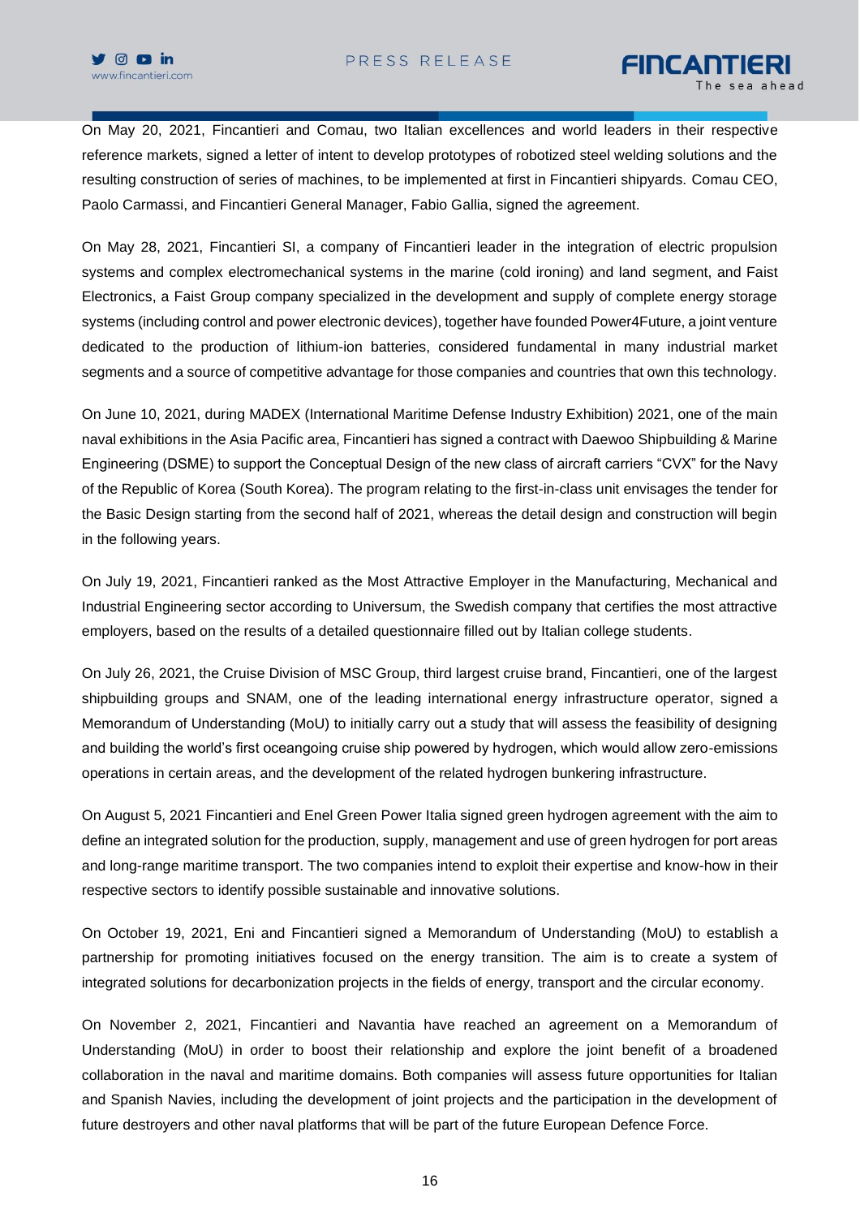On May 20, 2021, Fincantieri and Comau, two Italian excellences and world leaders in their respective reference markets, signed a letter of intent to develop prototypes of robotized steel welding solutions and the resulting construction of series of machines, to be implemented at first in Fincantieri shipyards. Comau CEO, Paolo Carmassi, and Fincantieri General Manager, Fabio Gallia, signed the agreement.

On May 28, 2021, Fincantieri SI, a company of Fincantieri leader in the integration of electric propulsion systems and complex electromechanical systems in the marine (cold ironing) and land segment, and Faist Electronics, a Faist Group company specialized in the development and supply of complete energy storage systems (including control and power electronic devices), together have founded Power4Future, a joint venture dedicated to the production of lithium-ion batteries, considered fundamental in many industrial market segments and a source of competitive advantage for those companies and countries that own this technology.

On June 10, 2021, during MADEX (International Maritime Defense Industry Exhibition) 2021, one of the main naval exhibitions in the Asia Pacific area, Fincantieri has signed a contract with Daewoo Shipbuilding & Marine Engineering (DSME) to support the Conceptual Design of the new class of aircraft carriers "CVX" for the Navy of the Republic of Korea (South Korea). The program relating to the first-in-class unit envisages the tender for the Basic Design starting from the second half of 2021, whereas the detail design and construction will begin in the following years.

On July 19, 2021, Fincantieri ranked as the Most Attractive Employer in the Manufacturing, Mechanical and Industrial Engineering sector according to Universum, the Swedish company that certifies the most attractive employers, based on the results of a detailed questionnaire filled out by Italian college students.

On July 26, 2021, the Cruise Division of MSC Group, third largest cruise brand, Fincantieri, one of the largest shipbuilding groups and SNAM, one of the leading international energy infrastructure operator, signed a Memorandum of Understanding (MoU) to initially carry out a study that will assess the feasibility of designing and building the world's first oceangoing cruise ship powered by hydrogen, which would allow zero-emissions operations in certain areas, and the development of the related hydrogen bunkering infrastructure.

On August 5, 2021 Fincantieri and Enel Green Power Italia signed green hydrogen agreement with the aim to define an integrated solution for the production, supply, management and use of green hydrogen for port areas and long-range maritime transport. The two companies intend to exploit their expertise and know-how in their respective sectors to identify possible sustainable and innovative solutions.

On October 19, 2021, Eni and Fincantieri signed a Memorandum of Understanding (MoU) to establish a partnership for promoting initiatives focused on the energy transition. The aim is to create a system of integrated solutions for decarbonization projects in the fields of energy, transport and the circular economy.

On November 2, 2021, Fincantieri and Navantia have reached an agreement on a Memorandum of Understanding (MoU) in order to boost their relationship and explore the joint benefit of a broadened collaboration in the naval and maritime domains. Both companies will assess future opportunities for Italian and Spanish Navies, including the development of joint projects and the participation in the development of future destroyers and other naval platforms that will be part of the future European Defence Force.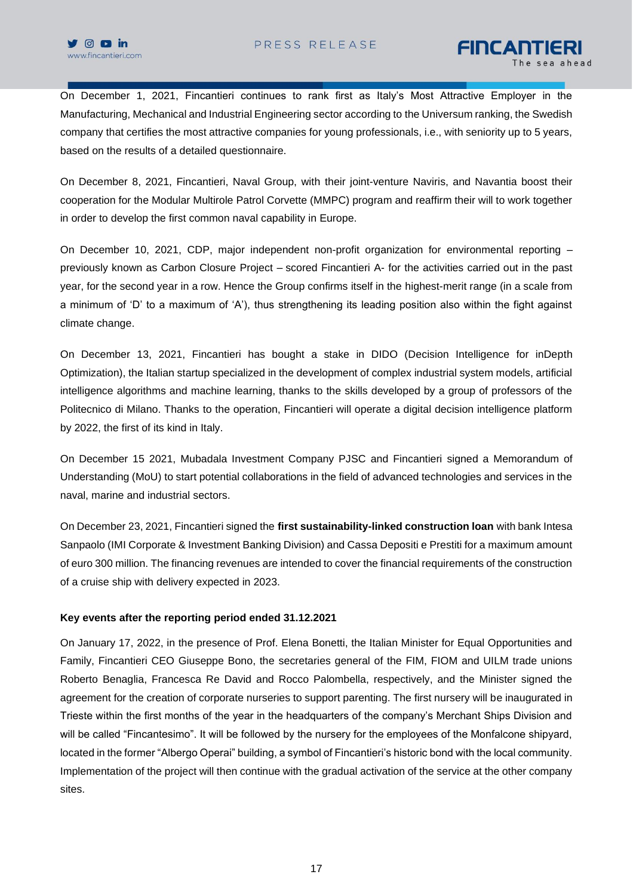On December 1, 2021, Fincantieri continues to rank first as Italy's Most Attractive Employer in the Manufacturing, Mechanical and Industrial Engineering sector according to the Universum ranking, the Swedish company that certifies the most attractive companies for young professionals, i.e., with seniority up to 5 years, based on the results of a detailed questionnaire.

On December 8, 2021, Fincantieri, Naval Group, with their joint-venture Naviris, and Navantia boost their cooperation for the Modular Multirole Patrol Corvette (MMPC) program and reaffirm their will to work together in order to develop the first common naval capability in Europe.

On December 10, 2021, CDP, major independent non-profit organization for environmental reporting – previously known as Carbon Closure Project – scored Fincantieri A- for the activities carried out in the past year, for the second year in a row. Hence the Group confirms itself in the highest-merit range (in a scale from a minimum of 'D' to a maximum of 'A'), thus strengthening its leading position also within the fight against climate change.

On December 13, 2021, Fincantieri has bought a stake in DIDO (Decision Intelligence for inDepth Optimization), the Italian startup specialized in the development of complex industrial system models, artificial intelligence algorithms and machine learning, thanks to the skills developed by a group of professors of the Politecnico di Milano. Thanks to the operation, Fincantieri will operate a digital decision intelligence platform by 2022, the first of its kind in Italy.

On December 15 2021, Mubadala Investment Company PJSC and Fincantieri signed a Memorandum of Understanding (MoU) to start potential collaborations in the field of advanced technologies and services in the naval, marine and industrial sectors.

On December 23, 2021, Fincantieri signed the **first sustainability-linked construction loan** with bank Intesa Sanpaolo (IMI Corporate & Investment Banking Division) and Cassa Depositi e Prestiti for a maximum amount of euro 300 million. The financing revenues are intended to cover the financial requirements of the construction of a cruise ship with delivery expected in 2023.

**Key events after the reporting period ended 31.12.2021**

On January 17, 2022, in the presence of Prof. Elena Bonetti, the Italian Minister for Equal Opportunities and Family, Fincantieri CEO Giuseppe Bono, the secretaries general of the FIM, FIOM and UILM trade unions Roberto Benaglia, Francesca Re David and Rocco Palombella, respectively, and the Minister signed the agreement for the creation of corporate nurseries to support parenting. The first nursery will be inaugurated in Trieste within the first months of the year in the headquarters of the company's Merchant Ships Division and will be called "Fincantesimo". It will be followed by the nursery for the employees of the Monfalcone shipyard, located in the former "Albergo Operai" building, a symbol of Fincantieri's historic bond with the local community. Implementation of the project will then continue with the gradual activation of the service at the other company sites.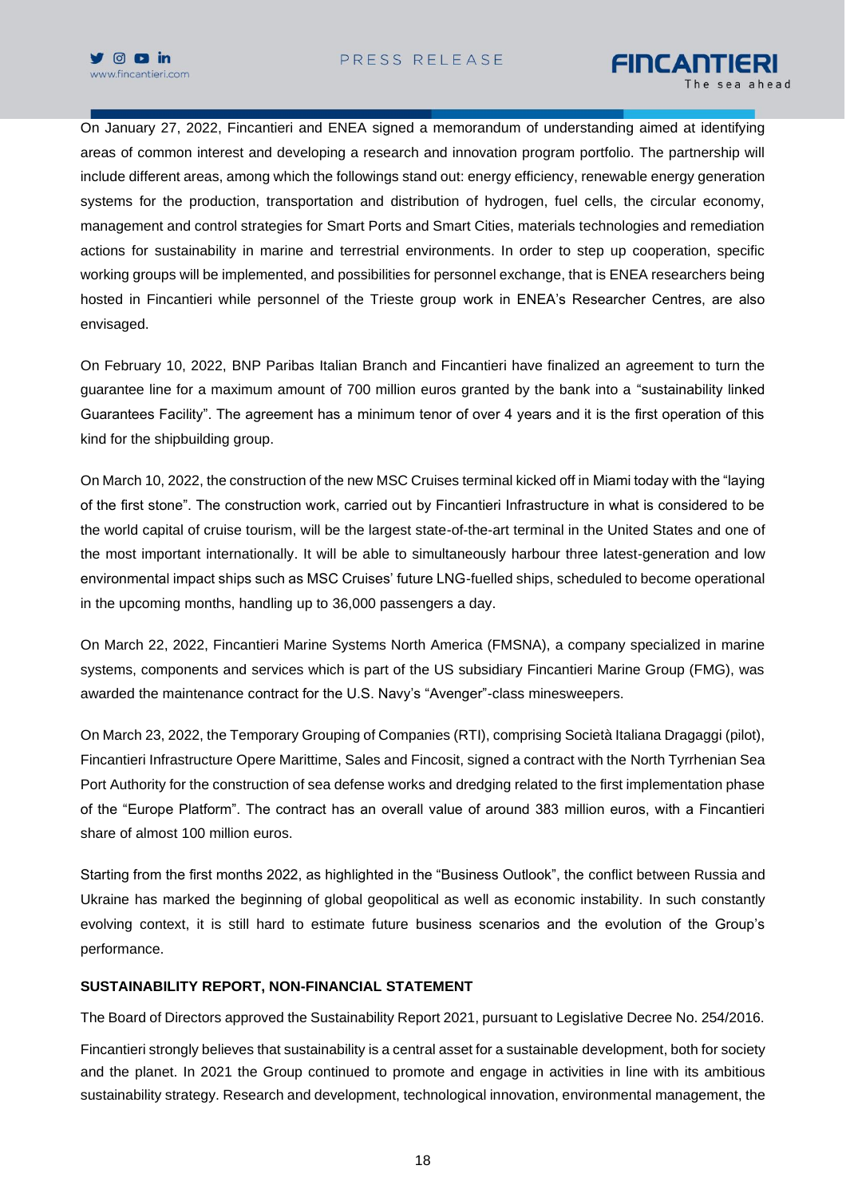On January 27, 2022, Fincantieri and ENEA signed a memorandum of understanding aimed at identifying areas of common interest and developing a research and innovation program portfolio. The partnership will include different areas, among which the followings stand out: energy efficiency, renewable energy generation systems for the production, transportation and distribution of hydrogen, fuel cells, the circular economy, management and control strategies for Smart Ports and Smart Cities, materials technologies and remediation actions for sustainability in marine and terrestrial environments. In order to step up cooperation, specific working groups will be implemented, and possibilities for personnel exchange, that is ENEA researchers being hosted in Fincantieri while personnel of the Trieste group work in ENEA's Researcher Centres, are also envisaged.

On February 10, 2022, BNP Paribas Italian Branch and Fincantieri have finalized an agreement to turn the guarantee line for a maximum amount of 700 million euros granted by the bank into a "sustainability linked Guarantees Facility". The agreement has a minimum tenor of over 4 years and it is the first operation of this kind for the shipbuilding group.

On March 10, 2022, the construction of the new MSC Cruises terminal kicked off in Miami today with the "laying of the first stone". The construction work, carried out by Fincantieri Infrastructure in what is considered to be the world capital of cruise tourism, will be the largest state-of-the-art terminal in the United States and one of the most important internationally. It will be able to simultaneously harbour three latest-generation and low environmental impact ships such as MSC Cruises' future LNG-fuelled ships, scheduled to become operational in the upcoming months, handling up to 36,000 passengers a day.

On March 22, 2022, Fincantieri Marine Systems North America (FMSNA), a company specialized in marine systems, components and services which is part of the US subsidiary Fincantieri Marine Group (FMG), was awarded the maintenance contract for the U.S. Navy's "Avenger"-class minesweepers.

On March 23, 2022, the Temporary Grouping of Companies (RTI), comprising Società Italiana Dragaggi (pilot), Fincantieri Infrastructure Opere Marittime, Sales and Fincosit, signed a contract with the North Tyrrhenian Sea Port Authority for the construction of sea defense works and dredging related to the first implementation phase of the "Europe Platform". The contract has an overall value of around 383 million euros, with a Fincantieri share of almost 100 million euros.

Starting from the first months 2022, as highlighted in the "Business Outlook", the conflict between Russia and Ukraine has marked the beginning of global geopolitical as well as economic instability. In such constantly evolving context, it is still hard to estimate future business scenarios and the evolution of the Group's performance.

**SUSTAINABILITY REPORT, NON-FINANCIAL STATEMENT**

The Board of Directors approved the Sustainability Report 2021, pursuant to Legislative Decree No. 254/2016.

Fincantieri strongly believes that sustainability is a central asset for a sustainable development, both for society and the planet. In 2021 the Group continued to promote and engage in activities in line with its ambitious sustainability strategy. Research and development, technological innovation, environmental management, the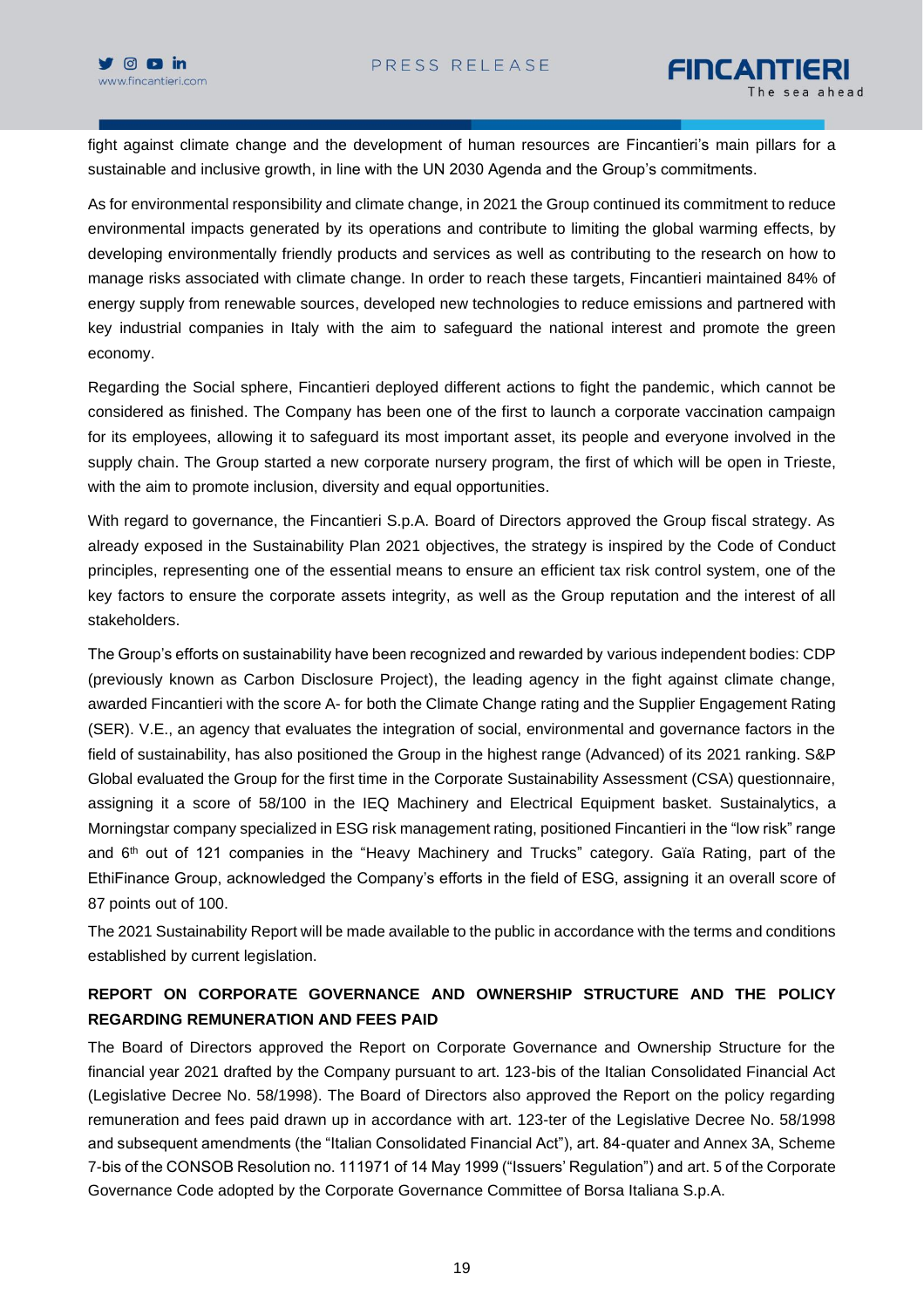fight against climate change and the development of human resources are Fincantieri's main pillars for a sustainable and inclusive growth, in line with the UN 2030 Agenda and the Group's commitments.

As for environmental responsibility and climate change, in 2021 the Group continued its commitment to reduce environmental impacts generated by its operations and contribute to limiting the global warming effects, by developing environmentally friendly products and services as well as contributing to the research on how to manage risks associated with climate change. In order to reach these targets, Fincantieri maintained 84% of energy supply from renewable sources, developed new technologies to reduce emissions and partnered with key industrial companies in Italy with the aim to safeguard the national interest and promote the green economy.

Regarding the Social sphere, Fincantieri deployed different actions to fight the pandemic, which cannot be considered as finished. The Company has been one of the first to launch a corporate vaccination campaign for its employees, allowing it to safeguard its most important asset, its people and everyone involved in the supply chain. The Group started a new corporate nursery program, the first of which will be open in Trieste, with the aim to promote inclusion, diversity and equal opportunities.

With regard to governance, the Fincantieri S.p.A. Board of Directors approved the Group fiscal strategy. As already exposed in the Sustainability Plan 2021 objectives, the strategy is inspired by the Code of Conduct principles, representing one of the essential means to ensure an efficient tax risk control system, one of the key factors to ensure the corporate assets integrity, as well as the Group reputation and the interest of all stakeholders.

The Group's efforts on sustainability have been recognized and rewarded by various independent bodies: CDP (previously known as Carbon Disclosure Project), the leading agency in the fight against climate change, awarded Fincantieri with the score A- for both the Climate Change rating and the Supplier Engagement Rating (SER). V.E., an agency that evaluates the integration of social, environmental and governance factors in the field of sustainability, has also positioned the Group in the highest range (Advanced) of its 2021 ranking. S&P Global evaluated the Group for the first time in the Corporate Sustainability Assessment (CSA) questionnaire, assigning it a score of 58/100 in the IEQ Machinery and Electrical Equipment basket. Sustainalytics, a Morningstar company specialized in ESG risk management rating, positioned Fincantieri in the "low risk" range and 6th out of 121 companies in the "Heavy Machinery and Trucks" category. Gaïa Rating, part of the EthiFinance Group, acknowledged the Company's efforts in the field of ESG, assigning it an overall score of 87 points out of 100.

The 2021 Sustainability Report will be made available to the public in accordance with the terms and conditions established by current legislation.

**REPORT ON CORPORATE GOVERNANCE AND OWNERSHIP STRUCTURE AND THE POLICY REGARDING REMUNERATION AND FEES PAID**

The Board of Directors approved the Report on Corporate Governance and Ownership Structure for the financial year 2021 drafted by the Company pursuant to art. 123-bis of the Italian Consolidated Financial Act (Legislative Decree No. 58/1998). The Board of Directors also approved the Report on the policy regarding remuneration and fees paid drawn up in accordance with art. 123-ter of the Legislative Decree No. 58/1998 and subsequent amendments (the "Italian Consolidated Financial Act"), art. 84-quater and Annex 3A, Scheme 7-bis of the CONSOB Resolution no. 111971 of 14 May 1999 ("Issuers' Regulation") and art. 5 of the Corporate Governance Code adopted by the Corporate Governance Committee of Borsa Italiana S.p.A.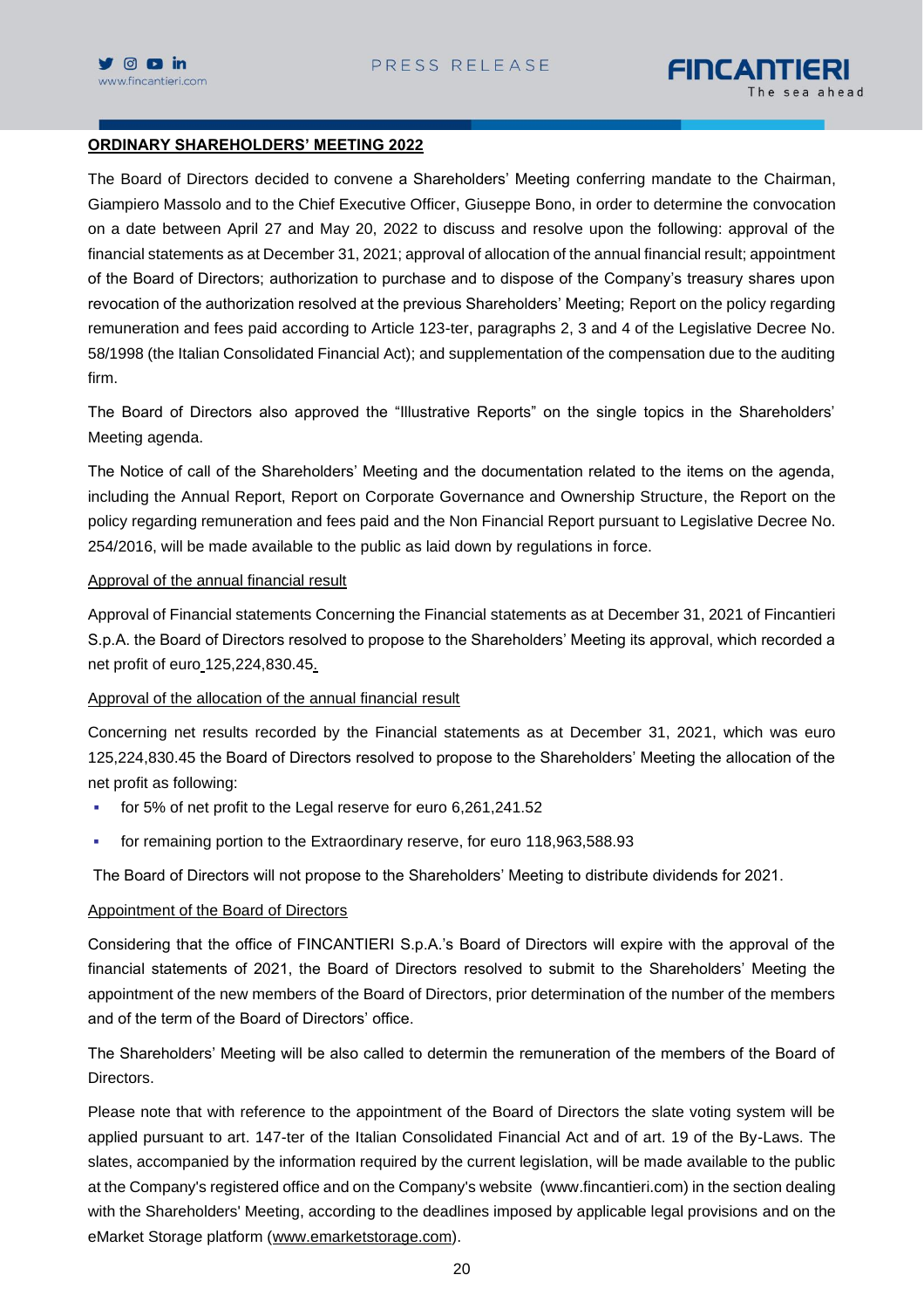## ORDINARY SHAREHOLDERS' MEETING 2022

The Board of Directors decided to convene a Shareholders' Meeting conferring mandate to the Chairman, Giampiero Massolo and to the Chief Executive Officer, Giuseppe Bono, in order to determine the convocation on a date between April 27 and May 20, 2022 to discuss and resolve upon the following: approval of the financial statements as at December 31, 2021; approval of allocation of the annual financial result; appointment of the Board of Directors; authorization to purchase and to dispose of the Company's treasury shares upon revocation of the authorization resolved at the previous Shareholders' Meeting; Report on the policy regarding remuneration and fees paid according to Article 123-ter, paragraphs 2, 3 and 4 of the Legislative Decree No. 58/1998 (the Italian Consolidated Financial Act); and supplementation of the compensation due to the auditing firm.

The Board of Directors also approved the "Illustrative Reports" on the single topics in the Shareholders' Meeting agenda.

The Notice of call of the Shareholders' Meeting and the documentation related to the items on the agenda, including the Annual Report, Report on Corporate Governance and Ownership Structure, the Report on the policy regarding remuneration and fees paid and the Non Financial Report pursuant to Legislative Decree No. 254/2016, will be made available to the public as laid down by regulations in force.

### Approval of the annual financial result

Approval of Financial statements Concerning the Financial statements as at December 31, 2021 of Fincantieri S.p.A. the Board of Directors resolved to propose to the Shareholders' Meeting its approval, which recorded a net profit of euro 125,224,830.45.

### Approval of the allocation of the annual financial result

Concerning net results recorded by the Financial statements as at December 31, 2021, which was euro 125,224,830.45 the Board of Directors resolved to propose to the Shareholders' Meeting the allocation of the net profit as following:

- for 5% of net profit to the Legal reserve for euro 6,261,241.52
- for remaining portion to the Extraordinary reserve, for euro 118,963,588.93

The Board of Directors will not propose to the Shareholders' Meeting to distribute dividends for 2021.

### Appointment of the Board of Directors

Considering that the office of FINCANTIERI S.p.A.'s Board of Directors will expire with the approval of the financial statements of 2021, the Board of Directors resolved to submit to the Shareholders' Meeting the appointment of the new members of the Board of Directors, prior determination of the number of the members and of the term of the Board of Directors' office.

The Shareholders' Meeting will be also called to determin the remuneration of the members of the Board of Directors.

Please note that with reference to the appointment of the Board of Directors the slate voting system will be applied pursuant to art. 147-ter of the Italian Consolidated Financial Act and of art. 19 of the By-Laws. The slates, accompanied by the information required by the current legislation, will be made available to the public at the Company's registered office and on the Company's website (www.fincantieri.com) in the section dealing with the Shareholders' Meeting, according to the deadlines imposed by applicable legal provisions and on the eMarket Storage platform (www.emarketstorage.com).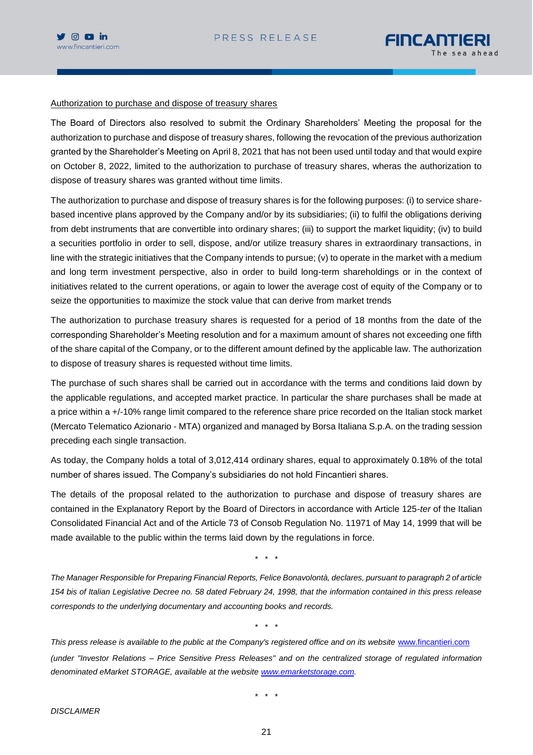<u>Authorization to purchase and dispose of treasury shares</u>

The Board of Directors also resolved to submit the Ordinary Shareholders' Meeting the proposal for the authorization to purchase and dispose of treasury shares, following the revocation of the previous authorization granted by the Shareholder's Meeting on April 8, 2021 that has not been used until today and that would expire on October 8, 2022, limited to the authorization to purchase of treasury shares, wheras the authorization to dispose of treasury shares was granted without time limits.

The authorization to purchase and dispose of treasury shares is for the following purposes: (i) to service share-based incentive plans approved by the Company and/or by its subsidiaries; (ii) to fulfil the obligations deriving from debt instruments that are convertible into ordinary shares; (iii) to support the market liquidity; (iv) to build a securities portfolio in order to sell, dispose, and/or utilize treasury shares in extraordinary transactions, in line with the strategic initiatives that the Company intends to pursue; (v) to operate in the market with a medium and long term investment perspective, also in order to build long-term shareholdings or in the context of initiatives related to the current operations, or again to lower the average cost of equity of the Company or to seize the opportunities to maximize the stock value that can derive from market trends

The authorization to purchase treasury shares is requested for a period of 18 months from the date of the corresponding Shareholder's Meeting resolution and for a maximum amount of shares not exceeding one fifth of the share capital of the Company, or to the different amount defined by the applicable law. The authorization to dispose of treasury shares is requested without time limits.

The purchase of such shares shall be carried out in accordance with the terms and conditions laid down by the applicable regulations, and accepted market practice. In particular the share purchases shall be made at a price within a +/-10% range limit compared to the reference share price recorded on the Italian stock market (Mercato Telematico Azionario - MTA) organized and managed by Borsa Italiana S.p.A. on the trading session preceding each single transaction.

As today, the Company holds a total of 3,012,414 ordinary shares, equal to approximately 0.18% of the total number of shares issued. The Company's subsidiaries do not hold Fincantieri shares.

The details of the proposal related to the authorization to purchase and dispose of treasury shares are contained in the Explanatory Report by the Board of Directors in accordance with Article 125-*ter* of the Italian Consolidated Financial Act and of the Article 73 of Consob Regulation No. 11971 of May 14, 1999 that will be made available to the public within the terms laid down by the regulations in force.

\* \* \*

*The Manager Responsible for Preparing Financial Reports, Felice Bonavolontà, declares, pursuant to paragraph 2 of article 154 bis of Italian Legislative Decree no. 58 dated February 24, 1998, that the information contained in this press release corresponds to the underlying documentary and accounting books and records.*

\* \* \*

*This press release is available to the public at the Company's registered office and on its website* www.fincantieri.com *(under "Investor Relations – Price Sensitive Press Releases" and on the centralized storage of regulated information denominated eMarket STORAGE, available at the website* www.emarketstorage.com*.*

\* \* \*

*DISCLAIMER*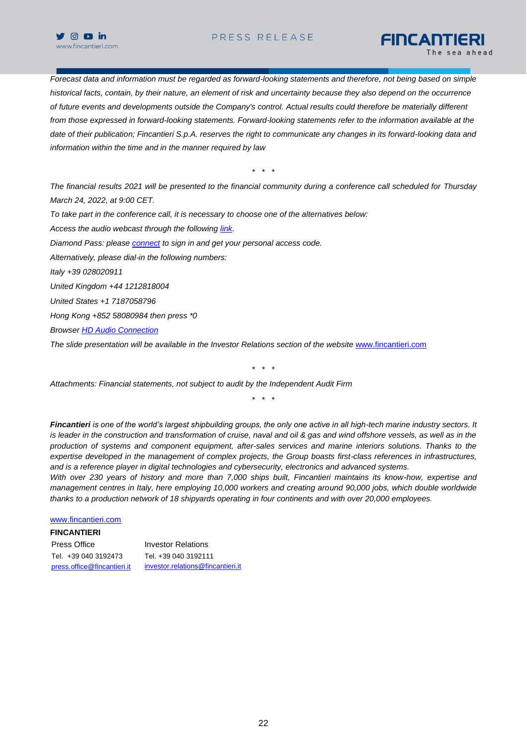*Forecast data and information must be regarded as forward-looking statements and therefore, not being based on simple historical facts, contain, by their nature, an element of risk and uncertainty because they also depend on the occurrence of future events and developments outside the Company's control. Actual results could therefore be materially different from those expressed in forward-looking statements. Forward-looking statements refer to the information available at the date of their publication; Fincantieri S.p.A. reserves the right to communicate any changes in its forward-looking data and information within the time and in the manner required by law*

\* \* \*

*The financial results 2021 will be presented to the financial community during a conference call scheduled for Thursday March 24, 2022, at 9:00 CET.*

*To take part in the conference call, it is necessary to choose one of the alternatives below:*

*Access the audio webcast through the following link.*

*Diamond Pass: please connect to sign in and get your personal access code.*

*Alternatively, please dial-in the following numbers:*

*Italy +39 028020911*

*United Kingdom +44 1212818004*

*United States +1 7187058796*

*Hong Kong +852 58080984 then press \*0*

*Browser HD Audio Connection*

*The slide presentation will be available in the Investor Relations section of the website www.fincantieri.com*

\* \* \*

*Attachments: Financial statements, not subject to audit by the Independent Audit Firm*

\* \* \*

***Fincantieri** is one of the world's largest shipbuilding groups, the only one active in all high-tech marine industry sectors. It is leader in the construction and transformation of cruise, naval and oil & gas and wind offshore vessels, as well as in the production of systems and component equipment, after-sales services and marine interiors solutions. Thanks to the expertise developed in the management of complex projects, the Group boasts first-class references in infrastructures, and is a reference player in digital technologies and cybersecurity, electronics and advanced systems.*

*With over 230 years of history and more than 7,000 ships built, Fincantieri maintains its know-how, expertise and management centres in Italy, here employing 10,000 workers and creating around 90,000 jobs, which double worldwide thanks to a production network of 18 shipyards operating in four continents and with over 20,000 employees.*

www.fincantieri.com

**FINCANTIERI**

| Press Office | Investor Relations |
|---|---|
| Tel. +39 040 3192473 | Tel. +39 040 3192111 |
| press.office@fincantieri.it | investor.relations@fincantieri.it |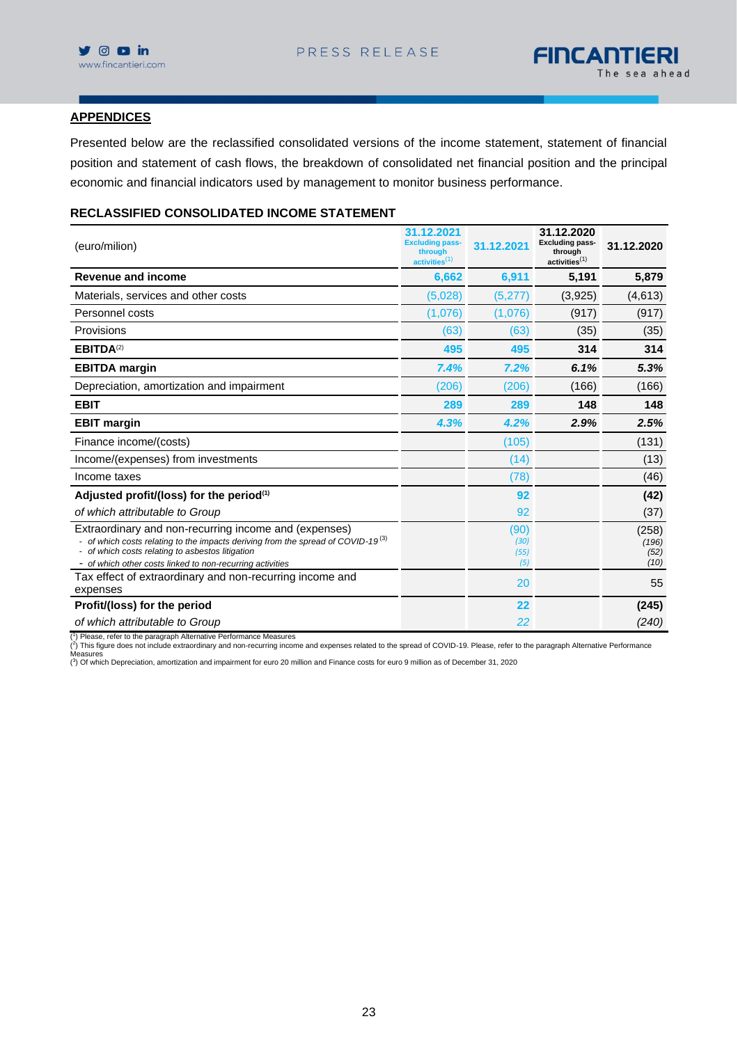## APPENDICES

Presented below are the reclassified consolidated versions of the income statement, statement of financial position and statement of cash flows, the breakdown of consolidated net financial position and the principal economic and financial indicators used by management to monitor business performance.

### RECLASSIFIED CONSOLIDATED INCOME STATEMENT

| (euro/milion) | 31.12.2021 Excluding pass-through activities[1] | 31.12.2021 | 31.12.2020 Excluding pass-through activities[1] | 31.12.2020 |
|---|---|---|---|---|
| **Revenue and income** | **6,662** | **6,911** | **5,191** | **5,879** |
| Materials, services and other costs | (5,028) | (5,277) | (3,925) | (4,613) |
| Personnel costs | (1,076) | (1,076) | (917) | (917) |
| Provisions | (63) | (63) | (35) | (35) |
| **EBITDA**[2] | **495** | **495** | **314** | **314** |
| **EBITDA margin** | ***7.4%*** | ***7.2%*** | ***6.1%*** | ***5.3%*** |
| Depreciation, amortization and impairment | (206) | (206) | (166) | (166) |
| **EBIT** | **289** | **289** | **148** | **148** |
| **EBIT margin** | ***4.3%*** | ***4.2%*** | ***2.9%*** | ***2.5%*** |
| Finance income/(costs) | | (105) | | (131) |
| Income/(expenses) from investments | | (14) | | (13) |
| Income taxes | | (78) | | (46) |
| **Adjusted profit/(loss) for the period**[1] | | **92** | | **(42)** |
| *of which attributable to Group* | | 92 | | (37) |
| Extraordinary and non-recurring income and (expenses) | | (90) | | (258) |
| - *of which costs relating to the impacts deriving from the spread of COVID-19*[3] | | *(30)* | | *(196)* |
| - *of which costs relating to asbestos litigation* | | *(55)* | | *(52)* |
| - *of which other costs linked to non-recurring activities* | | *(5)* | | *(10)* |
| Tax effect of extraordinary and non-recurring income and expenses | | 20 | | 55 |
| **Profit/(loss) for the period** | | **22** | | **(245)** |
| *of which attributable to Group* | | *22* | | *(240)* |

(1) Please, refer to the paragraph Alternative Performance Measures
(2) This figure does not include extraordinary and non-recurring income and expenses related to the spread of COVID-19. Please, refer to the paragraph Alternative Performance Measures
(3) Of which Depreciation, amortization and impairment for euro 20 million and Finance costs for euro 9 million as of December 31, 2020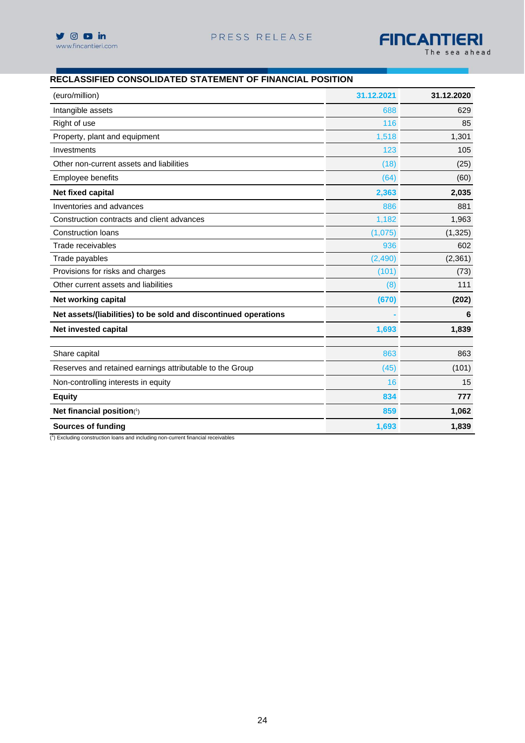## RECLASSIFIED CONSOLIDATED STATEMENT OF FINANCIAL POSITION

| (euro/million) | 31.12.2021 | 31.12.2020 |
|---|---|---|
| Intangible assets | 688 | 629 |
| Right of use | 116 | 85 |
| Property, plant and equipment | 1,518 | 1,301 |
| Investments | 123 | 105 |
| Other non-current assets and liabilities | (18) | (25) |
| Employee benefits | (64) | (60) |
| **Net fixed capital** | **2,363** | **2,035** |
| Inventories and advances | 886 | 881 |
| Construction contracts and client advances | 1,182 | 1,963 |
| Construction loans | (1,075) | (1,325) |
| Trade receivables | 936 | 602 |
| Trade payables | (2,490) | (2,361) |
| Provisions for risks and charges | (101) | (73) |
| Other current assets and liabilities | (8) | 111 |
| **Net working capital** | **(670)** | **(202)** |
| **Net assets/(liabilities) to be sold and discontinued operations** | **-** | **6** |
| **Net invested capital** | **1,693** | **1,839** |
| | | |
| Share capital | 863 | 863 |
| Reserves and retained earnings attributable to the Group | (45) | (101) |
| Non-controlling interests in equity | 16 | 15 |
| **Equity** | **834** | **777** |
| **Net financial position**(1) | **859** | **1,062** |
| **Sources of funding** | **1,693** | **1,839** |

(1) Excluding construction loans and including non-current financial receivables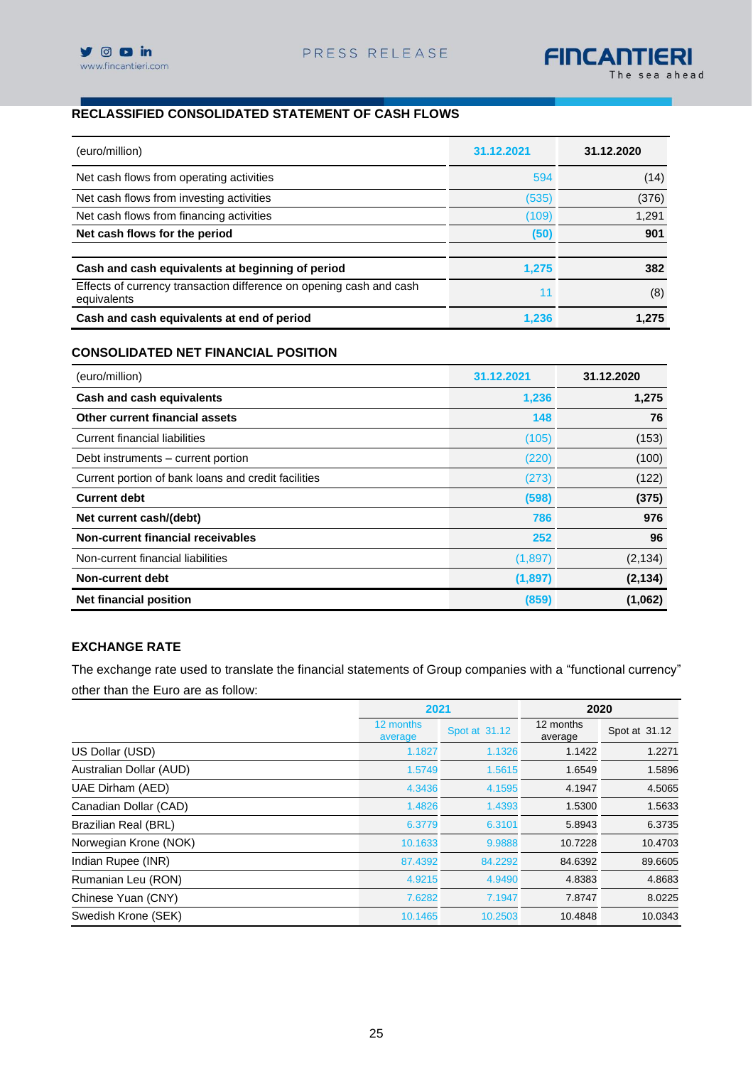## RECLASSIFIED CONSOLIDATED STATEMENT OF CASH FLOWS

| (euro/million) | 31.12.2021 | 31.12.2020 |
|---|---|---|
| Net cash flows from operating activities | 594 | (14) |
| Net cash flows from investing activities | (535) | (376) |
| Net cash flows from financing activities | (109) | 1,291 |
| **Net cash flows for the period** | **(50)** | **901** |
| | | |
| **Cash and cash equivalents at beginning of period** | **1,275** | **382** |
| Effects of currency transaction difference on opening cash and cash equivalents | 11 | (8) |
| **Cash and cash equivalents at end of period** | **1,236** | **1,275** |

## CONSOLIDATED NET FINANCIAL POSITION

| (euro/million) | 31.12.2021 | 31.12.2020 |
|---|---|---|
| **Cash and cash equivalents** | **1,236** | **1,275** |
| **Other current financial assets** | **148** | **76** |
| Current financial liabilities | (105) | (153) |
| Debt instruments – current portion | (220) | (100) |
| Current portion of bank loans and credit facilities | (273) | (122) |
| **Current debt** | **(598)** | **(375)** |
| **Net current cash/(debt)** | **786** | **976** |
| **Non-current financial receivables** | **252** | **96** |
| Non-current financial liabilities | (1,897) | (2,134) |
| **Non-current debt** | **(1,897)** | **(2,134)** |
| **Net financial position** | **(859)** | **(1,062)** |

## EXCHANGE RATE

The exchange rate used to translate the financial statements of Group companies with a “functional currency” other than the Euro are as follow:

| | 2021 | | 2020 | |
|---|---|---|---|---|
| | 12 months average | Spot at 31.12 | 12 months average | Spot at 31.12 |
| US Dollar (USD) | 1.1827 | 1.1326 | 1.1422 | 1.2271 |
| Australian Dollar (AUD) | 1.5749 | 1.5615 | 1.6549 | 1.5896 |
| UAE Dirham (AED) | 4.3436 | 4.1595 | 4.1947 | 4.5065 |
| Canadian Dollar (CAD) | 1.4826 | 1.4393 | 1.5300 | 1.5633 |
| Brazilian Real (BRL) | 6.3779 | 6.3101 | 5.8943 | 6.3735 |
| Norwegian Krone (NOK) | 10.1633 | 9.9888 | 10.7228 | 10.4703 |
| Indian Rupee (INR) | 87.4392 | 84.2292 | 84.6392 | 89.6605 |
| Rumanian Leu (RON) | 4.9215 | 4.9490 | 4.8383 | 4.8683 |
| Chinese Yuan (CNY) | 7.6282 | 7.1947 | 7.8747 | 8.0225 |
| Swedish Krone (SEK) | 10.1465 | 10.2503 | 10.4848 | 10.0343 |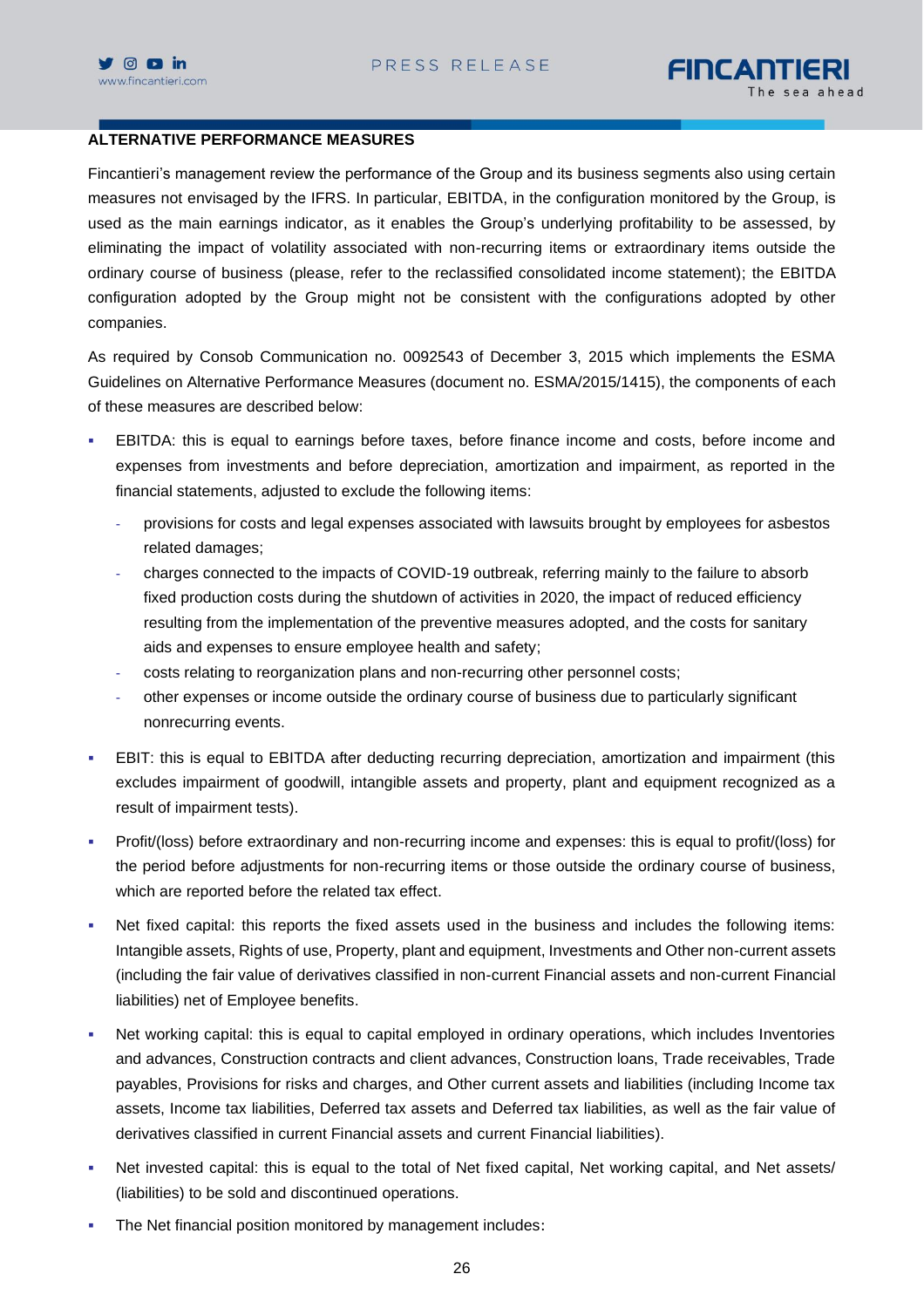## ALTERNATIVE PERFORMANCE MEASURES

Fincantieri's management review the performance of the Group and its business segments also using certain measures not envisaged by the IFRS. In particular, EBITDA, in the configuration monitored by the Group, is used as the main earnings indicator, as it enables the Group's underlying profitability to be assessed, by eliminating the impact of volatility associated with non-recurring items or extraordinary items outside the ordinary course of business (please, refer to the reclassified consolidated income statement); the EBITDA configuration adopted by the Group might not be consistent with the configurations adopted by other companies.

As required by Consob Communication no. 0092543 of December 3, 2015 which implements the ESMA Guidelines on Alternative Performance Measures (document no. ESMA/2015/1415), the components of each of these measures are described below:

- EBITDA: this is equal to earnings before taxes, before finance income and costs, before income and expenses from investments and before depreciation, amortization and impairment, as reported in the financial statements, adjusted to exclude the following items:
  - provisions for costs and legal expenses associated with lawsuits brought by employees for asbestos related damages;
  - charges connected to the impacts of COVID-19 outbreak, referring mainly to the failure to absorb fixed production costs during the shutdown of activities in 2020, the impact of reduced efficiency resulting from the implementation of the preventive measures adopted, and the costs for sanitary aids and expenses to ensure employee health and safety;
  - costs relating to reorganization plans and non-recurring other personnel costs;
  - other expenses or income outside the ordinary course of business due to particularly significant nonrecurring events.
- EBIT: this is equal to EBITDA after deducting recurring depreciation, amortization and impairment (this excludes impairment of goodwill, intangible assets and property, plant and equipment recognized as a result of impairment tests).
- Profit/(loss) before extraordinary and non-recurring income and expenses: this is equal to profit/(loss) for the period before adjustments for non-recurring items or those outside the ordinary course of business, which are reported before the related tax effect.
- Net fixed capital: this reports the fixed assets used in the business and includes the following items: Intangible assets, Rights of use, Property, plant and equipment, Investments and Other non-current assets (including the fair value of derivatives classified in non-current Financial assets and non-current Financial liabilities) net of Employee benefits.
- Net working capital: this is equal to capital employed in ordinary operations, which includes Inventories and advances, Construction contracts and client advances, Construction loans, Trade receivables, Trade payables, Provisions for risks and charges, and Other current assets and liabilities (including Income tax assets, Income tax liabilities, Deferred tax assets and Deferred tax liabilities, as well as the fair value of derivatives classified in current Financial assets and current Financial liabilities).
- Net invested capital: this is equal to the total of Net fixed capital, Net working capital, and Net assets/ (liabilities) to be sold and discontinued operations.
- The Net financial position monitored by management includes: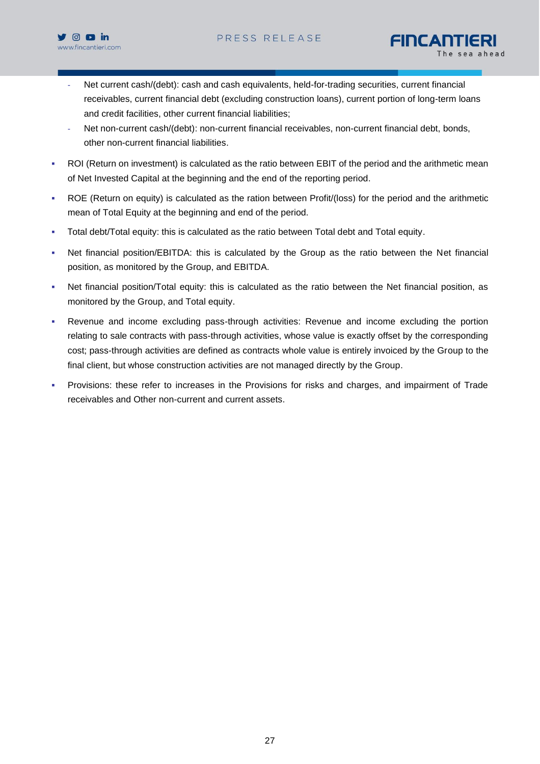- Net current cash/(debt): cash and cash equivalents, held-for-trading securities, current financial receivables, current financial debt (excluding construction loans), current portion of long-term loans and credit facilities, other current financial liabilities;
  - Net non-current cash/(debt): non-current financial receivables, non-current financial debt, bonds, other non-current financial liabilities.

- ROI (Return on investment) is calculated as the ratio between EBIT of the period and the arithmetic mean of Net Invested Capital at the beginning and the end of the reporting period.
- ROE (Return on equity) is calculated as the ration between Profit/(loss) for the period and the arithmetic mean of Total Equity at the beginning and end of the period.
- Total debt/Total equity: this is calculated as the ratio between Total debt and Total equity.
- Net financial position/EBITDA: this is calculated by the Group as the ratio between the Net financial position, as monitored by the Group, and EBITDA.
- Net financial position/Total equity: this is calculated as the ratio between the Net financial position, as monitored by the Group, and Total equity.
- Revenue and income excluding pass-through activities: Revenue and income excluding the portion relating to sale contracts with pass-through activities, whose value is exactly offset by the corresponding cost; pass-through activities are defined as contracts whole value is entirely invoiced by the Group to the final client, but whose construction activities are not managed directly by the Group.
- Provisions: these refer to increases in the Provisions for risks and charges, and impairment of Trade receivables and Other non-current and current assets.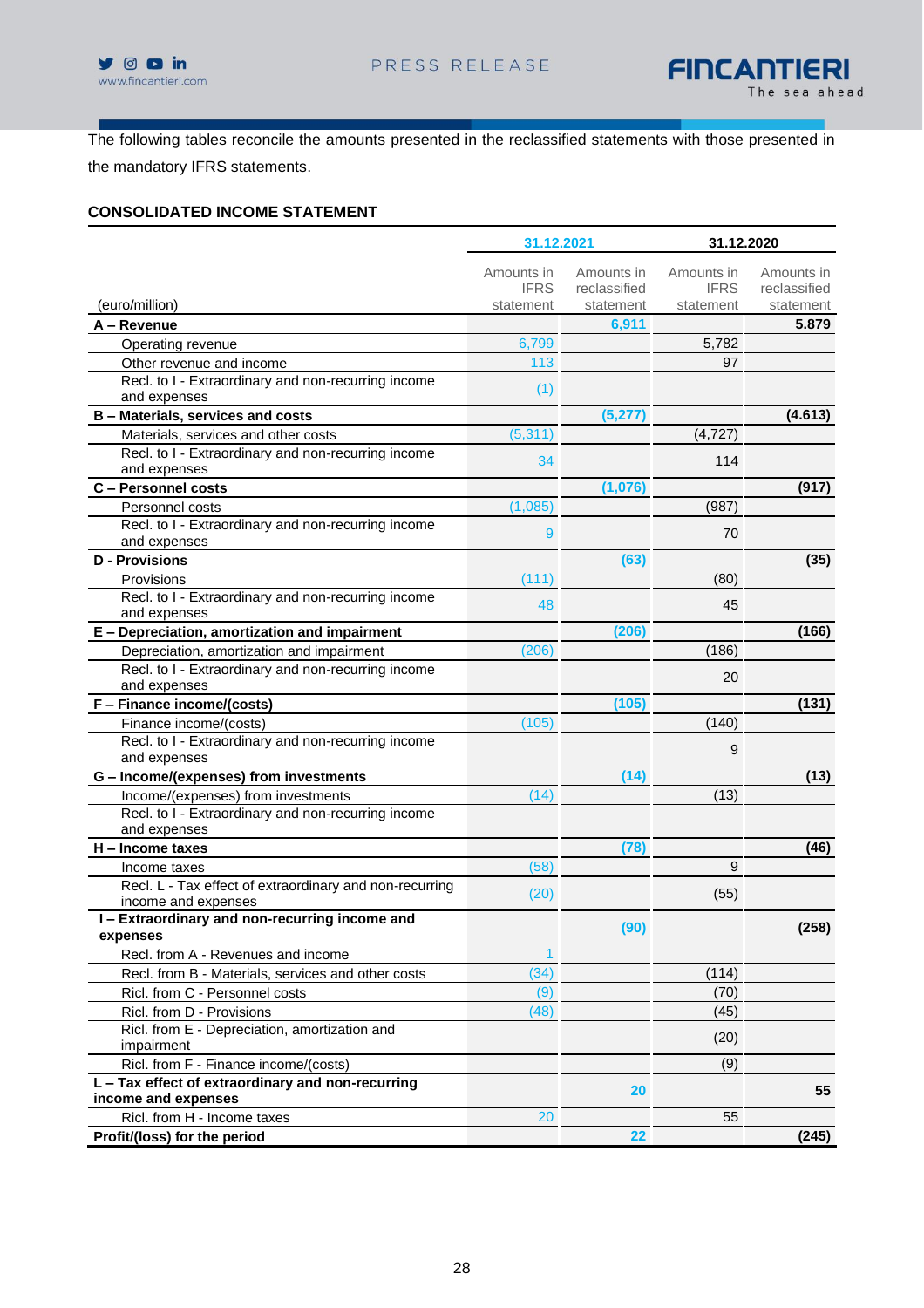The following tables reconcile the amounts presented in the reclassified statements with those presented in the mandatory IFRS statements.

**CONSOLIDATED INCOME STATEMENT**

| | 31.12.2021 | | 31.12.2020 | |
|---|---|---|---|---|
| (euro/million) | Amounts in IFRS statement | Amounts in reclassified statement | Amounts in IFRS statement | Amounts in reclassified statement |
| **A – Revenue** | | **6,911** | | **5.879** |
| Operating revenue | 6,799 | | 5,782 | |
| Other revenue and income | 113 | | 97 | |
| Recl. to I - Extraordinary and non-recurring income and expenses | (1) | | | |
| **B – Materials, services and costs** | | **(5,277)** | | **(4.613)** |
| Materials, services and other costs | (5,311) | | (4,727) | |
| Recl. to I - Extraordinary and non-recurring income and expenses | 34 | | 114 | |
| **C – Personnel costs** | | **(1,076)** | | **(917)** |
| Personnel costs | (1,085) | | (987) | |
| Recl. to I - Extraordinary and non-recurring income and expenses | 9 | | 70 | |
| **D - Provisions** | | **(63)** | | **(35)** |
| Provisions | (111) | | (80) | |
| Recl. to I - Extraordinary and non-recurring income and expenses | 48 | | 45 | |
| **E – Depreciation, amortization and impairment** | | **(206)** | | **(166)** |
| Depreciation, amortization and impairment | (206) | | (186) | |
| Recl. to I - Extraordinary and non-recurring income and expenses | | | 20 | |
| **F – Finance income/(costs)** | | **(105)** | | **(131)** |
| Finance income/(costs) | (105) | | (140) | |
| Recl. to I - Extraordinary and non-recurring income and expenses | | | 9 | |
| **G – Income/(expenses) from investments** | | **(14)** | | **(13)** |
| Income/(expenses) from investments | (14) | | (13) | |
| Recl. to I - Extraordinary and non-recurring income and expenses | | | | |
| **H – Income taxes** | | **(78)** | | **(46)** |
| Income taxes | (58) | | 9 | |
| Recl. L - Tax effect of extraordinary and non-recurring income and expenses | (20) | | (55) | |
| **I – Extraordinary and non-recurring income and expenses** | | **(90)** | | **(258)** |
| Recl. from A - Revenues and income | 1 | | | |
| Recl. from B - Materials, services and other costs | (34) | | (114) | |
| Ricl. from C - Personnel costs | (9) | | (70) | |
| Ricl. from D - Provisions | (48) | | (45) | |
| Ricl. from E - Depreciation, amortization and impairment | | | (20) | |
| Ricl. from F - Finance income/(costs) | | | (9) | |
| **L – Tax effect of extraordinary and non-recurring income and expenses** | | **20** | | **55** |
| Ricl. from H - Income taxes | 20 | | 55 | |
| **Profit/(loss) for the period** | | **22** | | **(245)** |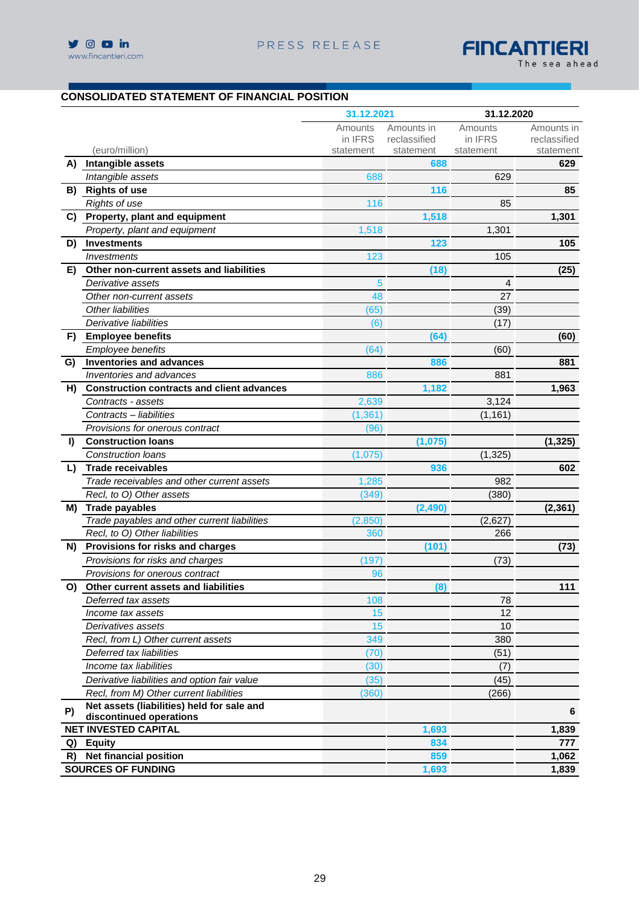## CONSOLIDATED STATEMENT OF FINANCIAL POSITION

| | (euro/million) | 31.12.2021 Amounts in IFRS statement | 31.12.2021 Amounts in reclassified statement | 31.12.2020 Amounts in IFRS statement | 31.12.2020 Amounts in reclassified statement |
|---|---|---|---|---|---|
| **A)** | **Intangible assets** | | **688** | | **629** |
| | *Intangible assets* | 688 | | 629 | |
| **B)** | **Rights of use** | | **116** | | **85** |
| | *Rights of use* | 116 | | 85 | |
| **C)** | **Property, plant and equipment** | | **1,518** | | **1,301** |
| | *Property, plant and equipment* | 1,518 | | 1,301 | |
| **D)** | **Investments** | | **123** | | **105** |
| | *Investments* | 123 | | 105 | |
| **E)** | **Other non-current assets and liabilities** | | **(18)** | | **(25)** |
| | *Derivative assets* | 5 | | 4 | |
| | *Other non-current assets* | 48 | | 27 | |
| | *Other liabilities* | (65) | | (39) | |
| | *Derivative liabilities* | (6) | | (17) | |
| **F)** | **Employee benefits** | | **(64)** | | **(60)** |
| | *Employee benefits* | (64) | | (60) | |
| **G)** | **Inventories and advances** | | **886** | | **881** |
| | *Inventories and advances* | 886 | | 881 | |
| **H)** | **Construction contracts and client advances** | | **1,182** | | **1,963** |
| | *Contracts - assets* | 2,639 | | 3,124 | |
| | *Contracts – liabilities* | (1,361) | | (1,161) | |
| | *Provisions for onerous contract* | (96) | | | |
| **I)** | **Construction loans** | | **(1,075)** | | **(1,325)** |
| | *Construction loans* | (1,075) | | (1,325) | |
| **L)** | **Trade receivables** | | **936** | | **602** |
| | *Trade receivables and other current assets* | 1,285 | | 982 | |
| | *Recl, to O) Other assets* | (349) | | (380) | |
| **M)** | **Trade payables** | | **(2,490)** | | **(2,361)** |
| | *Trade payables and other current liabilities* | (2,850) | | (2,627) | |
| | *Recl, to O) Other liabilities* | 360 | | 266 | |
| **N)** | **Provisions for risks and charges** | | **(101)** | | **(73)** |
| | *Provisions for risks and charges* | (197) | | (73) | |
| | *Provisions for onerous contract* | 96 | | | |
| **O)** | **Other current assets and liabilities** | | **(8)** | | **111** |
| | *Deferred tax assets* | 108 | | 78 | |
| | *Income tax assets* | 15 | | 12 | |
| | *Derivatives assets* | 15 | | 10 | |
| | *Recl, from L) Other current assets* | 349 | | 380 | |
| | *Deferred tax liabilities* | (70) | | (51) | |
| | *Income tax liabilities* | (30) | | (7) | |
| | *Derivative liabilities and option fair value* | (35) | | (45) | |
| | *Recl, from M) Other current liabilities* | (360) | | (266) | |
| **P)** | **Net assets (liabilities) held for sale and discontinued operations** | | | | **6** |
| **NET INVESTED CAPITAL** | | | **1,693** | | **1,839** |
| **Q)** | **Equity** | | **834** | | **777** |
| **R)** | **Net financial position** | | **859** | | **1,062** |
| **SOURCES OF FUNDING** | | | **1,693** | | **1,839** |